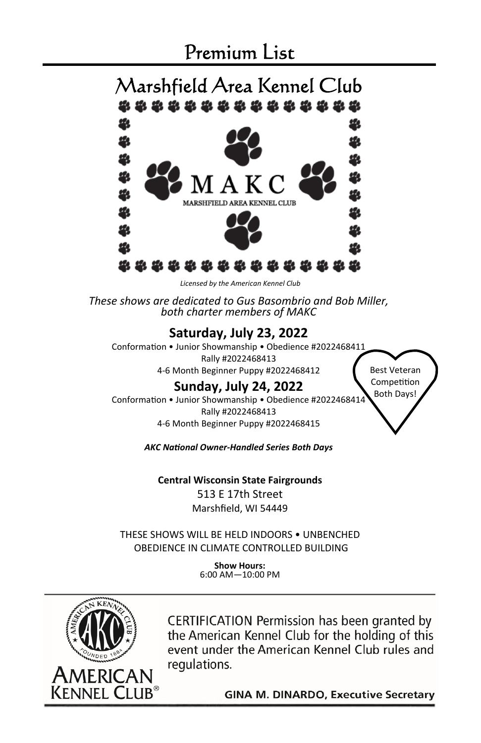# Premium List

## Marshfield Area Kennel Club

MAKC

MARSHFIELD AREA KENNEL CLUB

*Licensed by the American Kennel Club*

*These shows are dedicated to Gus Basombrio and Bob Miller, both charter members of MAKC*

### Saturday, July 23, 2022

Conformation • Junior Showmanship • Obedience #2022468411

Rally #2022468413

4-6 Month Beginner Puppy #2022468412

### Sunday, July 24, 2022

Conformation • Junior Showmanship • Obedience #2022468414

Rally #2022468413

4-6 Month Beginner Puppy #2022468415

Best Veteran Competition Both Days!

***AKC National Owner-Handled Series Both Days***

**Central Wisconsin State Fairgrounds**

513 E 17th Street

Marshfield, WI 54449

THESE SHOWS WILL BE HELD INDOORS • UNBENCHED

OBEDIENCE IN CLIMATE CONTROLLED BUILDING

**Show Hours:**

6:00 AM—10:00 PM

AMERICAN KENNEL CLUB

CERTIFICATION Permission has been granted by the American Kennel Club for the holding of this event under the American Kennel Club rules and regulations.

**GINA M. DINARDO, Executive Secretary**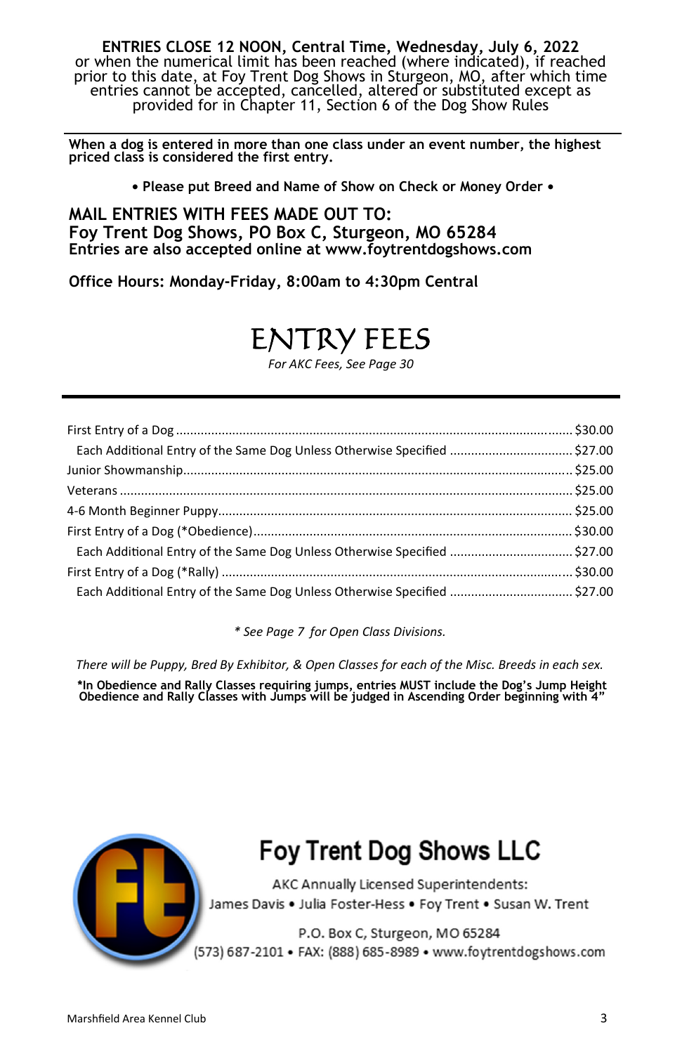**ENTRIES CLOSE 12 NOON, Central Time, Wednesday, July 6, 2022**
or when the numerical limit has been reached (where indicated), if reached prior to this date, at Foy Trent Dog Shows in Sturgeon, MO, after which time entries cannot be accepted, cancelled, altered or substituted except as provided for in Chapter 11, Section 6 of the Dog Show Rules

**When a dog is entered in more than one class under an event number, the highest priced class is considered the first entry.**

**• Please put Breed and Name of Show on Check or Money Order •**

**MAIL ENTRIES WITH FEES MADE OUT TO:**
**Foy Trent Dog Shows, PO Box C, Sturgeon, MO 65284**
**Entries are also accepted online at www.foytrentdogshows.com**

**Office Hours: Monday-Friday, 8:00am to 4:30pm Central**

# ENTRY FEES

*For AKC Fees, See Page 30*

| | |
|---|---|
| First Entry of a Dog | $30.00 |
| Each Additional Entry of the Same Dog Unless Otherwise Specified | $27.00 |
| Junior Showmanship | $25.00 |
| Veterans | $25.00 |
| 4-6 Month Beginner Puppy | $25.00 |
| First Entry of a Dog (*Obedience) | $30.00 |
| Each Additional Entry of the Same Dog Unless Otherwise Specified | $27.00 |
| First Entry of a Dog (*Rally) | $30.00 |
| Each Additional Entry of the Same Dog Unless Otherwise Specified | $27.00 |

*\* See Page 7 for Open Class Divisions.*

*There will be Puppy, Bred By Exhibitor, & Open Classes for each of the Misc. Breeds in each sex.*

**\*In Obedience and Rally Classes requiring jumps, entries MUST include the Dog's Jump Height Obedience and Rally Classes with Jumps will be judged in Ascending Order beginning with 4"**

## Foy Trent Dog Shows LLC

AKC Annually Licensed Superintendents:
James Davis • Julia Foster-Hess • Foy Trent • Susan W. Trent

P.O. Box C, Sturgeon, MO 65284
(573) 687-2101 • FAX: (888) 685-8989 • www.foytrentdogshows.com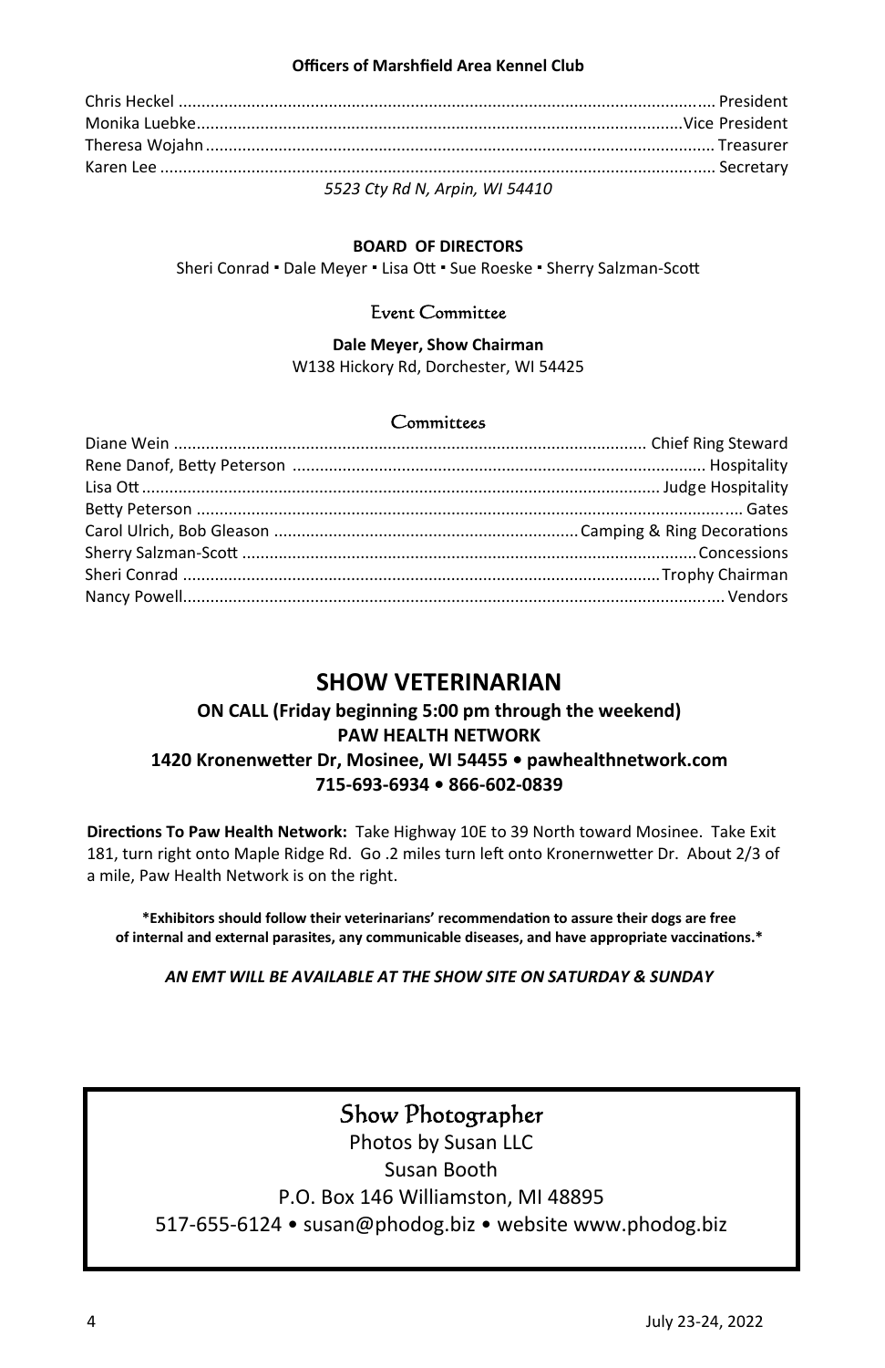**Officers of Marshfield Area Kennel Club**

| | |
|---|---|
| Chris Heckel | President |
| Monika Luebke | Vice President |
| Theresa Wojahn | Treasurer |
| Karen Lee | Secretary |

*5523 Cty Rd N, Arpin, WI 54410*

**BOARD OF DIRECTORS**

Sheri Conrad ▪ Dale Meyer ▪ Lisa Ott ▪ Sue Roeske ▪ Sherry Salzman-Scott

## Event Committee

**Dale Meyer, Show Chairman**

W138 Hickory Rd, Dorchester, WI 54425

## Committees

| | |
|---|---|
| Diane Wein | Chief Ring Steward |
| Rene Danof, Betty Peterson | Hospitality |
| Lisa Ott | Judge Hospitality |
| Betty Peterson | Gates |
| Carol Ulrich, Bob Gleason | Camping & Ring Decorations |
| Sherry Salzman-Scott | Concessions |
| Sheri Conrad | Trophy Chairman |
| Nancy Powell | Vendors |

## SHOW VETERINARIAN

**ON CALL (Friday beginning 5:00 pm through the weekend)**
**PAW HEALTH NETWORK**
**1420 Kronenwetter Dr, Mosinee, WI 54455 • pawhealthnetwork.com**
**715-693-6934 • 866-602-0839**

**Directions To Paw Health Network:** Take Highway 10E to 39 North toward Mosinee. Take Exit 181, turn right onto Maple Ridge Rd. Go .2 miles turn left onto Kronernwetter Dr. About 2/3 of a mile, Paw Health Network is on the right.

**\*Exhibitors should follow their veterinarians' recommendation to assure their dogs are free of internal and external parasites, any communicable diseases, and have appropriate vaccinations.\***

***AN EMT WILL BE AVAILABLE AT THE SHOW SITE ON SATURDAY & SUNDAY***

## Show Photographer

Photos by Susan LLC

Susan Booth

P.O. Box 146 Williamston, MI 48895

517-655-6124 • susan@phodog.biz • website www.phodog.biz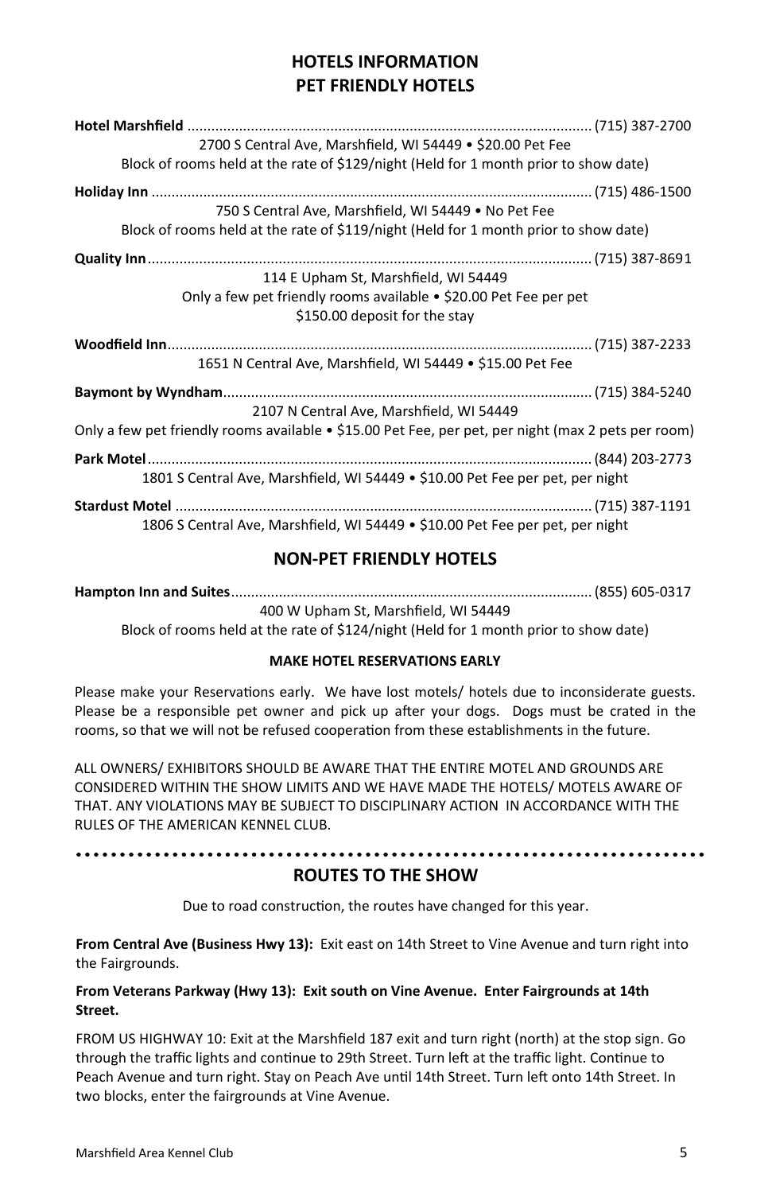## HOTELS INFORMATION
## PET FRIENDLY HOTELS

**Hotel Marshfield** .................................................. (715) 387-2700
2700 S Central Ave, Marshfield, WI 54449 • $20.00 Pet Fee
Block of rooms held at the rate of $129/night (Held for 1 month prior to show date)

**Holiday Inn** .................................................. (715) 486-1500
750 S Central Ave, Marshfield, WI 54449 • No Pet Fee
Block of rooms held at the rate of $119/night (Held for 1 month prior to show date)

**Quality Inn** .................................................. (715) 387-8691
114 E Upham St, Marshfield, WI 54449
Only a few pet friendly rooms available • $20.00 Pet Fee per pet
$150.00 deposit for the stay

**Woodfield Inn** .................................................. (715) 387-2233
1651 N Central Ave, Marshfield, WI 54449 • $15.00 Pet Fee

**Baymont by Wyndham** .................................................. (715) 384-5240
2107 N Central Ave, Marshfield, WI 54449
Only a few pet friendly rooms available • $15.00 Pet Fee, per pet, per night (max 2 pets per room)

**Park Motel** .................................................. (844) 203-2773
1801 S Central Ave, Marshfield, WI 54449 • $10.00 Pet Fee per pet, per night

**Stardust Motel** .................................................. (715) 387-1191
1806 S Central Ave, Marshfield, WI 54449 • $10.00 Pet Fee per pet, per night

## NON-PET FRIENDLY HOTELS

**Hampton Inn and Suites** .................................................. (855) 605-0317
400 W Upham St, Marshfield, WI 54449
Block of rooms held at the rate of $124/night (Held for 1 month prior to show date)

**MAKE HOTEL RESERVATIONS EARLY**

Please make your Reservations early. We have lost motels/ hotels due to inconsiderate guests. Please be a responsible pet owner and pick up after your dogs. Dogs must be crated in the rooms, so that we will not be refused cooperation from these establishments in the future.

ALL OWNERS/ EXHIBITORS SHOULD BE AWARE THAT THE ENTIRE MOTEL AND GROUNDS ARE CONSIDERED WITHIN THE SHOW LIMITS AND WE HAVE MADE THE HOTELS/ MOTELS AWARE OF THAT. ANY VIOLATIONS MAY BE SUBJECT TO DISCIPLINARY ACTION IN ACCORDANCE WITH THE RULES OF THE AMERICAN KENNEL CLUB.

## ROUTES TO THE SHOW

Due to road construction, the routes have changed for this year.

**From Central Ave (Business Hwy 13):** Exit east on 14th Street to Vine Avenue and turn right into the Fairgrounds.

**From Veterans Parkway (Hwy 13): Exit south on Vine Avenue. Enter Fairgrounds at 14th Street.**

FROM US HIGHWAY 10: Exit at the Marshfield 187 exit and turn right (north) at the stop sign. Go through the traffic lights and continue to 29th Street. Turn left at the traffic light. Continue to Peach Avenue and turn right. Stay on Peach Ave until 14th Street. Turn left onto 14th Street. In two blocks, enter the fairgrounds at Vine Avenue.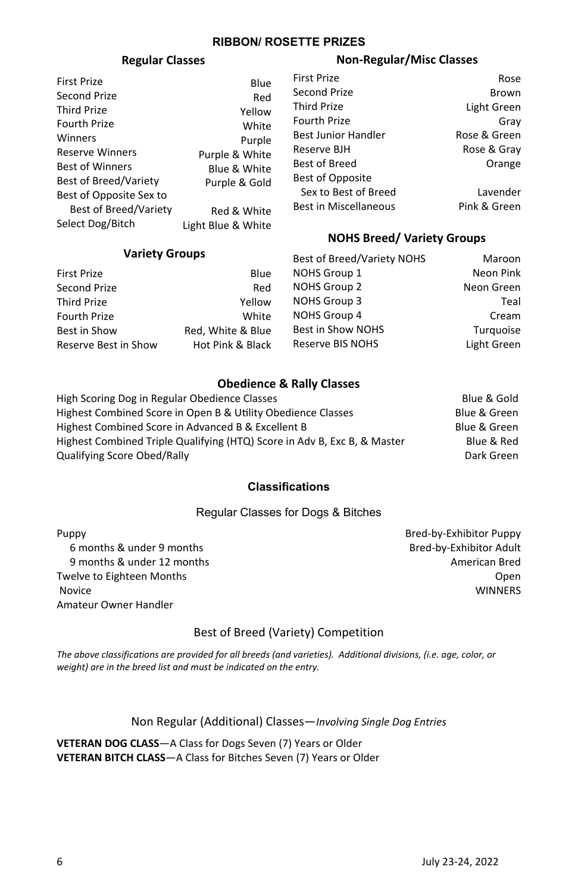## RIBBON/ ROSETTE PRIZES

### Regular Classes

| | |
|---|---|
| First Prize | Blue |
| Second Prize | Red |
| Third Prize | Yellow |
| Fourth Prize | White |
| Winners | Purple |
| Reserve Winners | Purple & White |
| Best of Winners | Blue & White |
| Best of Breed/Variety | Purple & Gold |
| Best of Opposite Sex to Best of Breed/Variety | Red & White |
| Select Dog/Bitch | Light Blue & White |

### Variety Groups

| | |
|---|---|
| First Prize | Blue |
| Second Prize | Red |
| Third Prize | Yellow |
| Fourth Prize | White |
| Best in Show | Red, White & Blue |
| Reserve Best in Show | Hot Pink & Black |

### Non-Regular/Misc Classes

| | |
|---|---|
| First Prize | Rose |
| Second Prize | Brown |
| Third Prize | Light Green |
| Fourth Prize | Gray |
| Best Junior Handler | Rose & Green |
| Reserve BJH | Rose & Gray |
| Best of Breed | Orange |
| Best of Opposite Sex to Best of Breed | Lavender |
| Best in Miscellaneous | Pink & Green |

### NOHS Breed/ Variety Groups

| | |
|---|---|
| Best of Breed/Variety NOHS | Maroon |
| NOHS Group 1 | Neon Pink |
| NOHS Group 2 | Neon Green |
| NOHS Group 3 | Teal |
| NOHS Group 4 | Cream |
| Best in Show NOHS | Turquoise |
| Reserve BIS NOHS | Light Green |

### Obedience & Rally Classes

| | |
|---|---|
| High Scoring Dog in Regular Obedience Classes | Blue & Gold |
| Highest Combined Score in Open B & Utility Obedience Classes | Blue & Green |
| Highest Combined Score in Advanced B & Excellent B | Blue & Green |
| Highest Combined Triple Qualifying (HTQ) Score in Adv B, Exc B, & Master | Blue & Red |
| Qualifying Score Obed/Rally | Dark Green |

## Classifications

### Regular Classes for Dogs & Bitches

- Puppy
  - 6 months & under 9 months
  - 9 months & under 12 months
- Twelve to Eighteen Months
- Novice
- Amateur Owner Handler
- Bred-by-Exhibitor Puppy
- Bred-by-Exhibitor Adult
- American Bred
- Open
- WINNERS

### Best of Breed (Variety) Competition

*The above classifications are provided for all breeds (and varieties). Additional divisions, (i.e. age, color, or weight) are in the breed list and must be indicated on the entry.*

### Non Regular (Additional) Classes—*Involving Single Dog Entries*

**VETERAN DOG CLASS**—A Class for Dogs Seven (7) Years or Older
**VETERAN BITCH CLASS**—A Class for Bitches Seven (7) Years or Older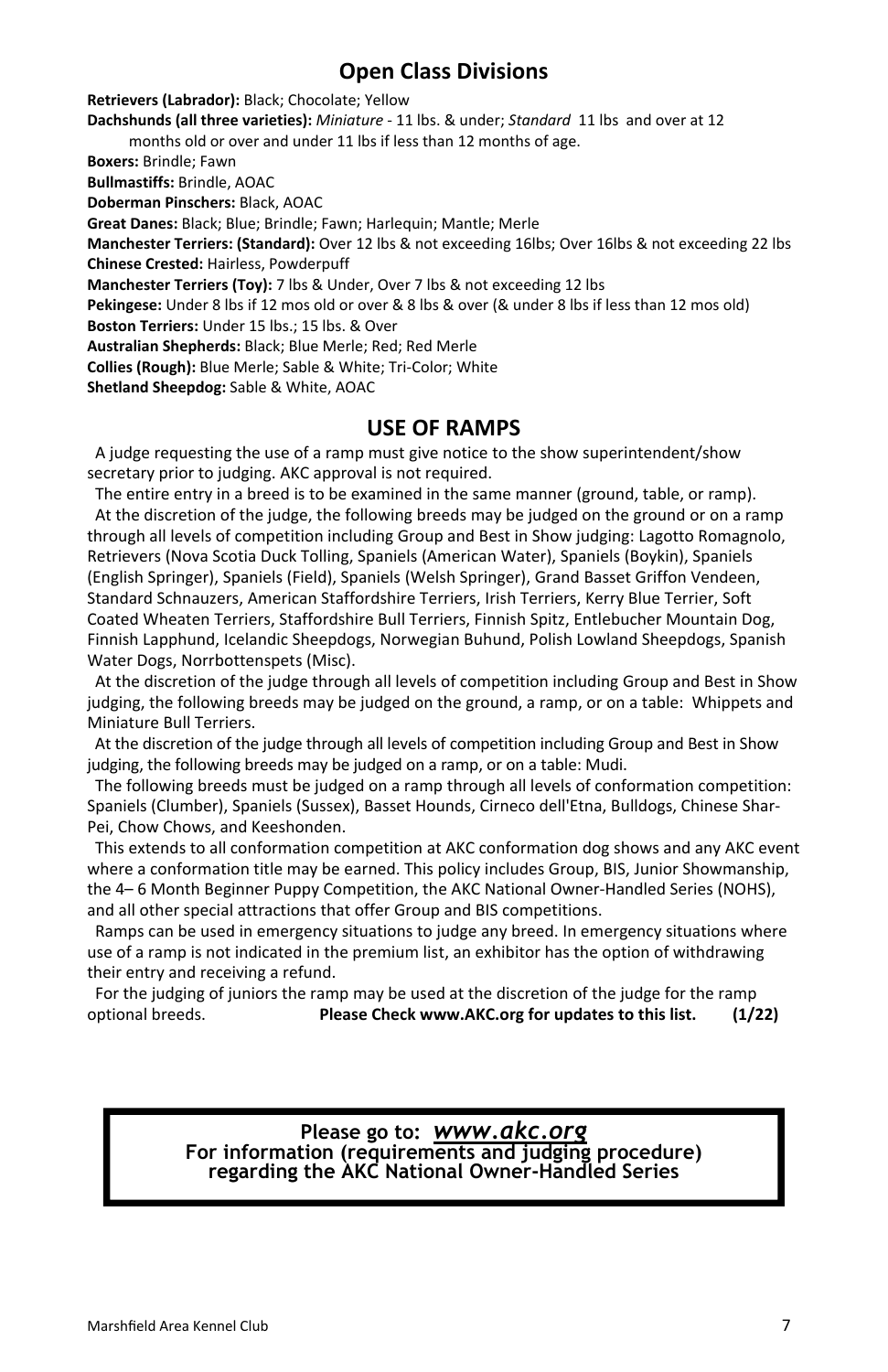## Open Class Divisions

**Retrievers (Labrador):** Black; Chocolate; Yellow
**Dachshunds (all three varieties):** *Miniature* - 11 lbs. & under; *Standard* 11 lbs and over at 12 months old or over and under 11 lbs if less than 12 months of age.
**Boxers:** Brindle; Fawn
**Bullmastiffs:** Brindle, AOAC
**Doberman Pinschers:** Black, AOAC
**Great Danes:** Black; Blue; Brindle; Fawn; Harlequin; Mantle; Merle
**Manchester Terriers: (Standard):** Over 12 lbs & not exceeding 16lbs; Over 16lbs & not exceeding 22 lbs
**Chinese Crested:** Hairless, Powderpuff
**Manchester Terriers (Toy):** 7 lbs & Under, Over 7 lbs & not exceeding 12 lbs
**Pekingese:** Under 8 lbs if 12 mos old or over & 8 lbs & over (& under 8 lbs if less than 12 mos old)
**Boston Terriers:** Under 15 lbs.; 15 lbs. & Over
**Australian Shepherds:** Black; Blue Merle; Red; Red Merle
**Collies (Rough):** Blue Merle; Sable & White; Tri-Color; White
**Shetland Sheepdog:** Sable & White, AOAC

## USE OF RAMPS

A judge requesting the use of a ramp must give notice to the show superintendent/show secretary prior to judging. AKC approval is not required.

The entire entry in a breed is to be examined in the same manner (ground, table, or ramp).

At the discretion of the judge, the following breeds may be judged on the ground or on a ramp through all levels of competition including Group and Best in Show judging: Lagotto Romagnolo, Retrievers (Nova Scotia Duck Tolling, Spaniels (American Water), Spaniels (Boykin), Spaniels (English Springer), Spaniels (Field), Spaniels (Welsh Springer), Grand Basset Griffon Vendeen, Standard Schnauzers, American Staffordshire Terriers, Irish Terriers, Kerry Blue Terrier, Soft Coated Wheaten Terriers, Staffordshire Bull Terriers, Finnish Spitz, Entlebucher Mountain Dog, Finnish Lapphund, Icelandic Sheepdogs, Norwegian Buhund, Polish Lowland Sheepdogs, Spanish Water Dogs, Norrbottenspets (Misc).

At the discretion of the judge through all levels of competition including Group and Best in Show judging, the following breeds may be judged on the ground, a ramp, or on a table: Whippets and Miniature Bull Terriers.

At the discretion of the judge through all levels of competition including Group and Best in Show judging, the following breeds may be judged on a ramp, or on a table: Mudi.

The following breeds must be judged on a ramp through all levels of conformation competition: Spaniels (Clumber), Spaniels (Sussex), Basset Hounds, Cirneco dell'Etna, Bulldogs, Chinese Shar-Pei, Chow Chows, and Keeshonden.

This extends to all conformation competition at AKC conformation dog shows and any AKC event where a conformation title may be earned. This policy includes Group, BIS, Junior Showmanship, the 4– 6 Month Beginner Puppy Competition, the AKC National Owner-Handled Series (NOHS), and all other special attractions that offer Group and BIS competitions.

Ramps can be used in emergency situations to judge any breed. In emergency situations where use of a ramp is not indicated in the premium list, an exhibitor has the option of withdrawing their entry and receiving a refund.

For the judging of juniors the ramp may be used at the discretion of the judge for the ramp optional breeds. **Please Check www.AKC.org for updates to this list. (1/22)**

**Please go to: *www.akc.org***
**For information (requirements and judging procedure) regarding the AKC National Owner-Handled Series**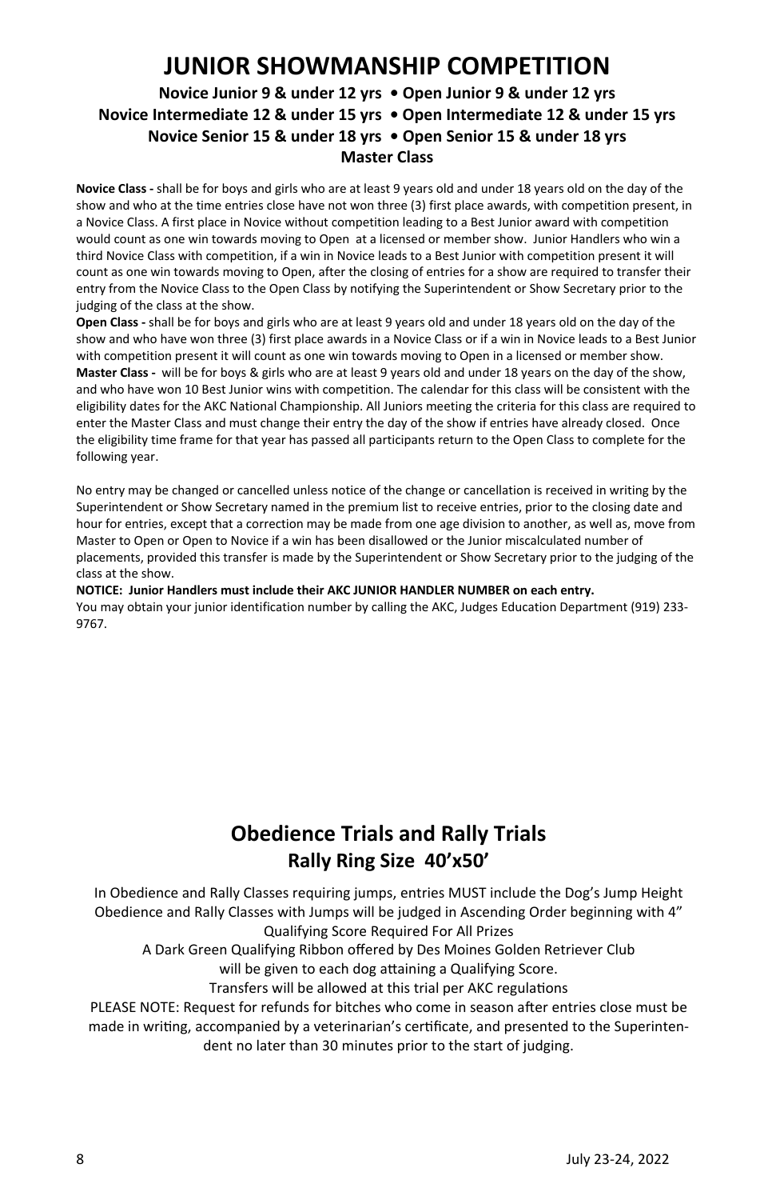# JUNIOR SHOWMANSHIP COMPETITION

**Novice Junior 9 & under 12 yrs • Open Junior 9 & under 12 yrs**
**Novice Intermediate 12 & under 15 yrs • Open Intermediate 12 & under 15 yrs**
**Novice Senior 15 & under 18 yrs • Open Senior 15 & under 18 yrs**
**Master Class**

**Novice Class -** shall be for boys and girls who are at least 9 years old and under 18 years old on the day of the show and who at the time entries close have not won three (3) first place awards, with competition present, in a Novice Class. A first place in Novice without competition leading to a Best Junior award with competition would count as one win towards moving to Open at a licensed or member show. Junior Handlers who win a third Novice Class with competition, if a win in Novice leads to a Best Junior with competition present it will count as one win towards moving to Open, after the closing of entries for a show are required to transfer their entry from the Novice Class to the Open Class by notifying the Superintendent or Show Secretary prior to the judging of the class at the show.

**Open Class -** shall be for boys and girls who are at least 9 years old and under 18 years old on the day of the show and who have won three (3) first place awards in a Novice Class or if a win in Novice leads to a Best Junior with competition present it will count as one win towards moving to Open in a licensed or member show.

**Master Class -** will be for boys & girls who are at least 9 years old and under 18 years on the day of the show, and who have won 10 Best Junior wins with competition. The calendar for this class will be consistent with the eligibility dates for the AKC National Championship. All Juniors meeting the criteria for this class are required to enter the Master Class and must change their entry the day of the show if entries have already closed. Once the eligibility time frame for that year has passed all participants return to the Open Class to complete for the following year.

No entry may be changed or cancelled unless notice of the change or cancellation is received in writing by the Superintendent or Show Secretary named in the premium list to receive entries, prior to the closing date and hour for entries, except that a correction may be made from one age division to another, as well as, move from Master to Open or Open to Novice if a win has been disallowed or the Junior miscalculated number of placements, provided this transfer is made by the Superintendent or Show Secretary prior to the judging of the class at the show.

**NOTICE: Junior Handlers must include their AKC JUNIOR HANDLER NUMBER on each entry.**

You may obtain your junior identification number by calling the AKC, Judges Education Department (919) 233-9767.

## Obedience Trials and Rally Trials

### Rally Ring Size 40'x50'

In Obedience and Rally Classes requiring jumps, entries MUST include the Dog's Jump Height

Obedience and Rally Classes with Jumps will be judged in Ascending Order beginning with 4"

Qualifying Score Required For All Prizes

A Dark Green Qualifying Ribbon offered by Des Moines Golden Retriever Club will be given to each dog attaining a Qualifying Score.

Transfers will be allowed at this trial per AKC regulations

PLEASE NOTE: Request for refunds for bitches who come in season after entries close must be made in writing, accompanied by a veterinarian's certificate, and presented to the Superintendent no later than 30 minutes prior to the start of judging.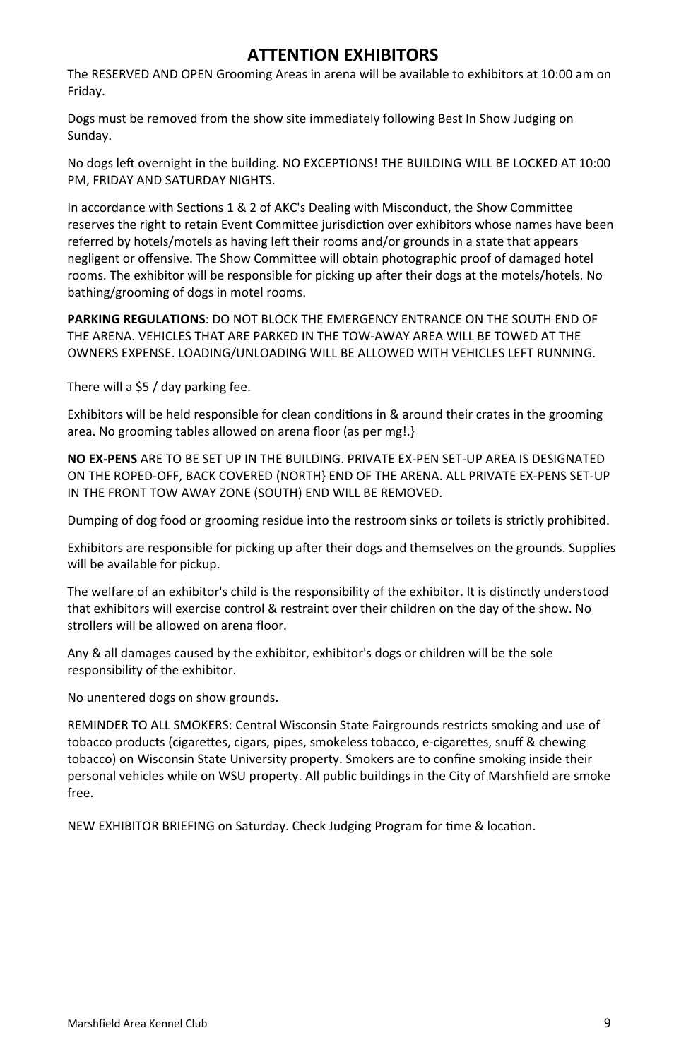# ATTENTION EXHIBITORS

The RESERVED AND OPEN Grooming Areas in arena will be available to exhibitors at 10:00 am on Friday.

Dogs must be removed from the show site immediately following Best In Show Judging on Sunday.

No dogs left overnight in the building. NO EXCEPTIONS! THE BUILDING WILL BE LOCKED AT 10:00 PM, FRIDAY AND SATURDAY NIGHTS.

In accordance with Sections 1 & 2 of AKC's Dealing with Misconduct, the Show Committee reserves the right to retain Event Committee jurisdiction over exhibitors whose names have been referred by hotels/motels as having left their rooms and/or grounds in a state that appears negligent or offensive. The Show Committee will obtain photographic proof of damaged hotel rooms. The exhibitor will be responsible for picking up after their dogs at the motels/hotels. No bathing/grooming of dogs in motel rooms.

**PARKING REGULATIONS**: DO NOT BLOCK THE EMERGENCY ENTRANCE ON THE SOUTH END OF THE ARENA. VEHICLES THAT ARE PARKED IN THE TOW-AWAY AREA WILL BE TOWED AT THE OWNERS EXPENSE. LOADING/UNLOADING WILL BE ALLOWED WITH VEHICLES LEFT RUNNING.

There will a $5 / day parking fee.

Exhibitors will be held responsible for clean conditions in & around their crates in the grooming area. No grooming tables allowed on arena floor (as per mg!.}

**NO EX-PENS** ARE TO BE SET UP IN THE BUILDING. PRIVATE EX-PEN SET-UP AREA IS DESIGNATED ON THE ROPED-OFF, BACK COVERED (NORTH} END OF THE ARENA. ALL PRIVATE EX-PENS SET-UP IN THE FRONT TOW AWAY ZONE (SOUTH) END WILL BE REMOVED.

Dumping of dog food or grooming residue into the restroom sinks or toilets is strictly prohibited.

Exhibitors are responsible for picking up after their dogs and themselves on the grounds. Supplies will be available for pickup.

The welfare of an exhibitor's child is the responsibility of the exhibitor. It is distinctly understood that exhibitors will exercise control & restraint over their children on the day of the show. No strollers will be allowed on arena floor.

Any & all damages caused by the exhibitor, exhibitor's dogs or children will be the sole responsibility of the exhibitor.

No unentered dogs on show grounds.

REMINDER TO ALL SMOKERS: Central Wisconsin State Fairgrounds restricts smoking and use of tobacco products (cigarettes, cigars, pipes, smokeless tobacco, e-cigarettes, snuff & chewing tobacco) on Wisconsin State University property. Smokers are to confine smoking inside their personal vehicles while on WSU property. All public buildings in the City of Marshfield are smoke free.

NEW EXHIBITOR BRIEFING on Saturday. Check Judging Program for time & location.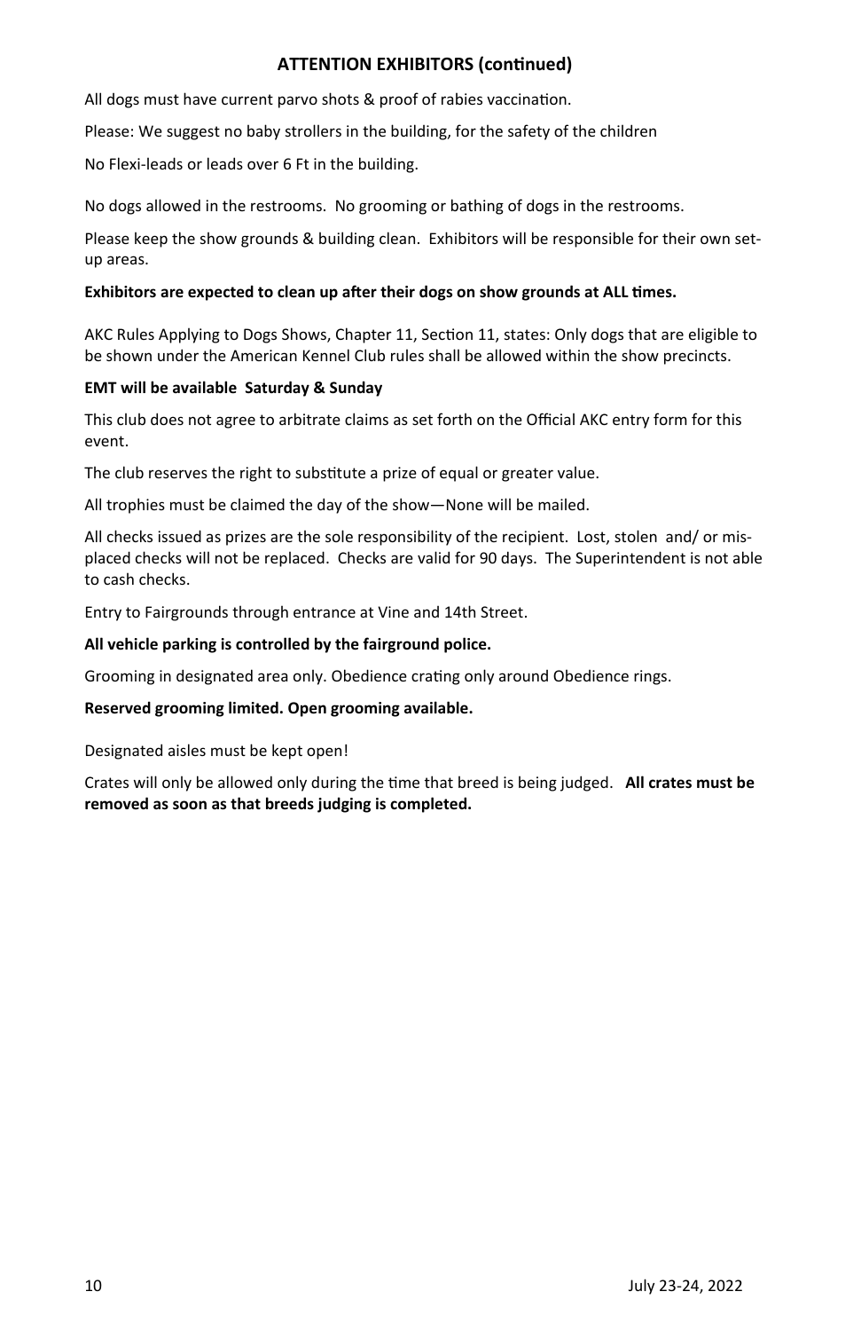## ATTENTION EXHIBITORS (continued)

All dogs must have current parvo shots & proof of rabies vaccination.

Please: We suggest no baby strollers in the building, for the safety of the children

No Flexi-leads or leads over 6 Ft in the building.

No dogs allowed in the restrooms. No grooming or bathing of dogs in the restrooms.

Please keep the show grounds & building clean. Exhibitors will be responsible for their own set-up areas.

**Exhibitors are expected to clean up after their dogs on show grounds at ALL times.**

AKC Rules Applying to Dogs Shows, Chapter 11, Section 11, states: Only dogs that are eligible to be shown under the American Kennel Club rules shall be allowed within the show precincts.

**EMT will be available Saturday & Sunday**

This club does not agree to arbitrate claims as set forth on the Official AKC entry form for this event.

The club reserves the right to substitute a prize of equal or greater value.

All trophies must be claimed the day of the show—None will be mailed.

All checks issued as prizes are the sole responsibility of the recipient. Lost, stolen and/ or misplaced checks will not be replaced. Checks are valid for 90 days. The Superintendent is not able to cash checks.

Entry to Fairgrounds through entrance at Vine and 14th Street.

**All vehicle parking is controlled by the fairground police.**

Grooming in designated area only. Obedience crating only around Obedience rings.

**Reserved grooming limited. Open grooming available.**

Designated aisles must be kept open!

Crates will only be allowed only during the time that breed is being judged. **All crates must be removed as soon as that breeds judging is completed.**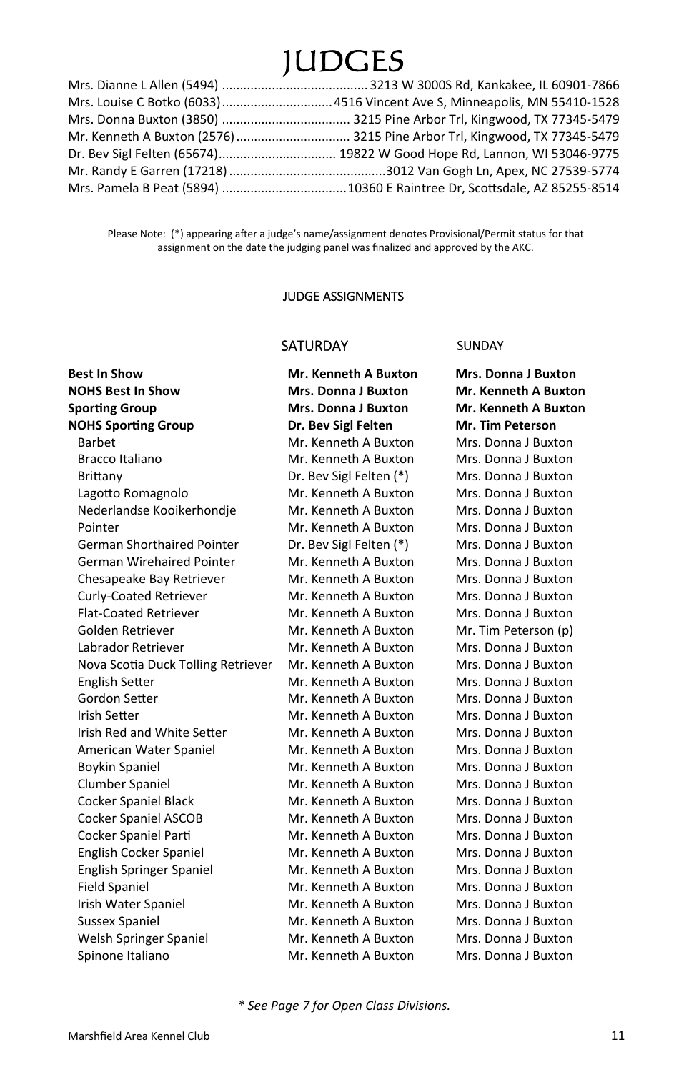# JUDGES

Mrs. Dianne L Allen (5494) ........................................ 3213 W 3000S Rd, Kankakee, IL 60901-7866
Mrs. Louise C Botko (6033) ............................... 4516 Vincent Ave S, Minneapolis, MN 55410-1528
Mrs. Donna Buxton (3850) .................................... 3215 Pine Arbor Trl, Kingwood, TX 77345-5479
Mr. Kenneth A Buxton (2576) ................................ 3215 Pine Arbor Trl, Kingwood, TX 77345-5479
Dr. Bev Sigl Felten (65674)................................. 19822 W Good Hope Rd, Lannon, WI 53046-9775
Mr. Randy E Garren (17218) ...........................................3012 Van Gogh Ln, Apex, NC 27539-5774
Mrs. Pamela B Peat (5894) ..................................10360 E Raintree Dr, Scottsdale, AZ 85255-8514

Please Note: (*) appearing after a judge's name/assignment denotes Provisional/Permit status for that assignment on the date the judging panel was finalized and approved by the AKC.

## JUDGE ASSIGNMENTS

| | SATURDAY | SUNDAY |
|---|---|---|
| **Best In Show** | **Mr. Kenneth A Buxton** | **Mrs. Donna J Buxton** |
| **NOHS Best In Show** | **Mrs. Donna J Buxton** | **Mr. Kenneth A Buxton** |
| **Sporting Group** | **Mrs. Donna J Buxton** | **Mr. Kenneth A Buxton** |
| **NOHS Sporting Group** | **Dr. Bev Sigl Felten** | **Mr. Tim Peterson** |
| Barbet | Mr. Kenneth A Buxton | Mrs. Donna J Buxton |
| Bracco Italiano | Mr. Kenneth A Buxton | Mrs. Donna J Buxton |
| Brittany | Dr. Bev Sigl Felten (*) | Mrs. Donna J Buxton |
| Lagotto Romagnolo | Mr. Kenneth A Buxton | Mrs. Donna J Buxton |
| Nederlandse Kooikerhondje | Mr. Kenneth A Buxton | Mrs. Donna J Buxton |
| Pointer | Mr. Kenneth A Buxton | Mrs. Donna J Buxton |
| German Shorthaired Pointer | Dr. Bev Sigl Felten (*) | Mrs. Donna J Buxton |
| German Wirehaired Pointer | Mr. Kenneth A Buxton | Mrs. Donna J Buxton |
| Chesapeake Bay Retriever | Mr. Kenneth A Buxton | Mrs. Donna J Buxton |
| Curly-Coated Retriever | Mr. Kenneth A Buxton | Mrs. Donna J Buxton |
| Flat-Coated Retriever | Mr. Kenneth A Buxton | Mrs. Donna J Buxton |
| Golden Retriever | Mr. Kenneth A Buxton | Mr. Tim Peterson (p) |
| Labrador Retriever | Mr. Kenneth A Buxton | Mrs. Donna J Buxton |
| Nova Scotia Duck Tolling Retriever | Mr. Kenneth A Buxton | Mrs. Donna J Buxton |
| English Setter | Mr. Kenneth A Buxton | Mrs. Donna J Buxton |
| Gordon Setter | Mr. Kenneth A Buxton | Mrs. Donna J Buxton |
| Irish Setter | Mr. Kenneth A Buxton | Mrs. Donna J Buxton |
| Irish Red and White Setter | Mr. Kenneth A Buxton | Mrs. Donna J Buxton |
| American Water Spaniel | Mr. Kenneth A Buxton | Mrs. Donna J Buxton |
| Boykin Spaniel | Mr. Kenneth A Buxton | Mrs. Donna J Buxton |
| Clumber Spaniel | Mr. Kenneth A Buxton | Mrs. Donna J Buxton |
| Cocker Spaniel Black | Mr. Kenneth A Buxton | Mrs. Donna J Buxton |
| Cocker Spaniel ASCOB | Mr. Kenneth A Buxton | Mrs. Donna J Buxton |
| Cocker Spaniel Parti | Mr. Kenneth A Buxton | Mrs. Donna J Buxton |
| English Cocker Spaniel | Mr. Kenneth A Buxton | Mrs. Donna J Buxton |
| English Springer Spaniel | Mr. Kenneth A Buxton | Mrs. Donna J Buxton |
| Field Spaniel | Mr. Kenneth A Buxton | Mrs. Donna J Buxton |
| Irish Water Spaniel | Mr. Kenneth A Buxton | Mrs. Donna J Buxton |
| Sussex Spaniel | Mr. Kenneth A Buxton | Mrs. Donna J Buxton |
| Welsh Springer Spaniel | Mr. Kenneth A Buxton | Mrs. Donna J Buxton |
| Spinone Italiano | Mr. Kenneth A Buxton | Mrs. Donna J Buxton |

*\* See Page 7 for Open Class Divisions.*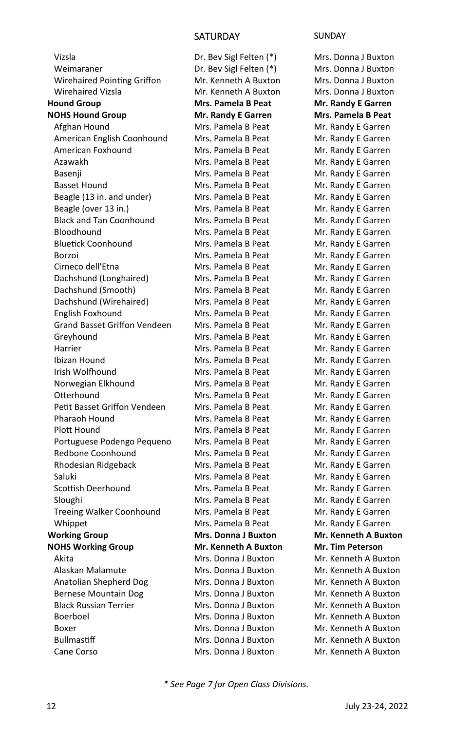| | SATURDAY | SUNDAY |
|---|---|---|
| Vizsla | Dr. Bev Sigl Felten (*) | Mrs. Donna J Buxton |
| Weimaraner | Dr. Bev Sigl Felten (*) | Mrs. Donna J Buxton |
| Wirehaired Pointing Griffon | Mr. Kenneth A Buxton | Mrs. Donna J Buxton |
| Wirehaired Vizsla | Mr. Kenneth A Buxton | Mrs. Donna J Buxton |
| **Hound Group** | **Mrs. Pamela B Peat** | **Mr. Randy E Garren** |
| **NOHS Hound Group** | **Mr. Randy E Garren** | **Mrs. Pamela B Peat** |
| Afghan Hound | Mrs. Pamela B Peat | Mr. Randy E Garren |
| American English Coonhound | Mrs. Pamela B Peat | Mr. Randy E Garren |
| American Foxhound | Mrs. Pamela B Peat | Mr. Randy E Garren |
| Azawakh | Mrs. Pamela B Peat | Mr. Randy E Garren |
| Basenji | Mrs. Pamela B Peat | Mr. Randy E Garren |
| Basset Hound | Mrs. Pamela B Peat | Mr. Randy E Garren |
| Beagle (13 in. and under) | Mrs. Pamela B Peat | Mr. Randy E Garren |
| Beagle (over 13 in.) | Mrs. Pamela B Peat | Mr. Randy E Garren |
| Black and Tan Coonhound | Mrs. Pamela B Peat | Mr. Randy E Garren |
| Bloodhound | Mrs. Pamela B Peat | Mr. Randy E Garren |
| Bluetick Coonhound | Mrs. Pamela B Peat | Mr. Randy E Garren |
| Borzoi | Mrs. Pamela B Peat | Mr. Randy E Garren |
| Cirneco dell'Etna | Mrs. Pamela B Peat | Mr. Randy E Garren |
| Dachshund (Longhaired) | Mrs. Pamela B Peat | Mr. Randy E Garren |
| Dachshund (Smooth) | Mrs. Pamela B Peat | Mr. Randy E Garren |
| Dachshund (Wirehaired) | Mrs. Pamela B Peat | Mr. Randy E Garren |
| English Foxhound | Mrs. Pamela B Peat | Mr. Randy E Garren |
| Grand Basset Griffon Vendeen | Mrs. Pamela B Peat | Mr. Randy E Garren |
| Greyhound | Mrs. Pamela B Peat | Mr. Randy E Garren |
| Harrier | Mrs. Pamela B Peat | Mr. Randy E Garren |
| Ibizan Hound | Mrs. Pamela B Peat | Mr. Randy E Garren |
| Irish Wolfhound | Mrs. Pamela B Peat | Mr. Randy E Garren |
| Norwegian Elkhound | Mrs. Pamela B Peat | Mr. Randy E Garren |
| Otterhound | Mrs. Pamela B Peat | Mr. Randy E Garren |
| Petit Basset Griffon Vendeen | Mrs. Pamela B Peat | Mr. Randy E Garren |
| Pharaoh Hound | Mrs. Pamela B Peat | Mr. Randy E Garren |
| Plott Hound | Mrs. Pamela B Peat | Mr. Randy E Garren |
| Portuguese Podengo Pequeno | Mrs. Pamela B Peat | Mr. Randy E Garren |
| Redbone Coonhound | Mrs. Pamela B Peat | Mr. Randy E Garren |
| Rhodesian Ridgeback | Mrs. Pamela B Peat | Mr. Randy E Garren |
| Saluki | Mrs. Pamela B Peat | Mr. Randy E Garren |
| Scottish Deerhound | Mrs. Pamela B Peat | Mr. Randy E Garren |
| Sloughi | Mrs. Pamela B Peat | Mr. Randy E Garren |
| Treeing Walker Coonhound | Mrs. Pamela B Peat | Mr. Randy E Garren |
| Whippet | Mrs. Pamela B Peat | Mr. Randy E Garren |
| **Working Group** | **Mrs. Donna J Buxton** | **Mr. Kenneth A Buxton** |
| **NOHS Working Group** | **Mr. Kenneth A Buxton** | **Mr. Tim Peterson** |
| Akita | Mrs. Donna J Buxton | Mr. Kenneth A Buxton |
| Alaskan Malamute | Mrs. Donna J Buxton | Mr. Kenneth A Buxton |
| Anatolian Shepherd Dog | Mrs. Donna J Buxton | Mr. Kenneth A Buxton |
| Bernese Mountain Dog | Mrs. Donna J Buxton | Mr. Kenneth A Buxton |
| Black Russian Terrier | Mrs. Donna J Buxton | Mr. Kenneth A Buxton |
| Boerboel | Mrs. Donna J Buxton | Mr. Kenneth A Buxton |
| Boxer | Mrs. Donna J Buxton | Mr. Kenneth A Buxton |
| Bullmastiff | Mrs. Donna J Buxton | Mr. Kenneth A Buxton |
| Cane Corso | Mrs. Donna J Buxton | Mr. Kenneth A Buxton |

*\* See Page 7 for Open Class Divisions.*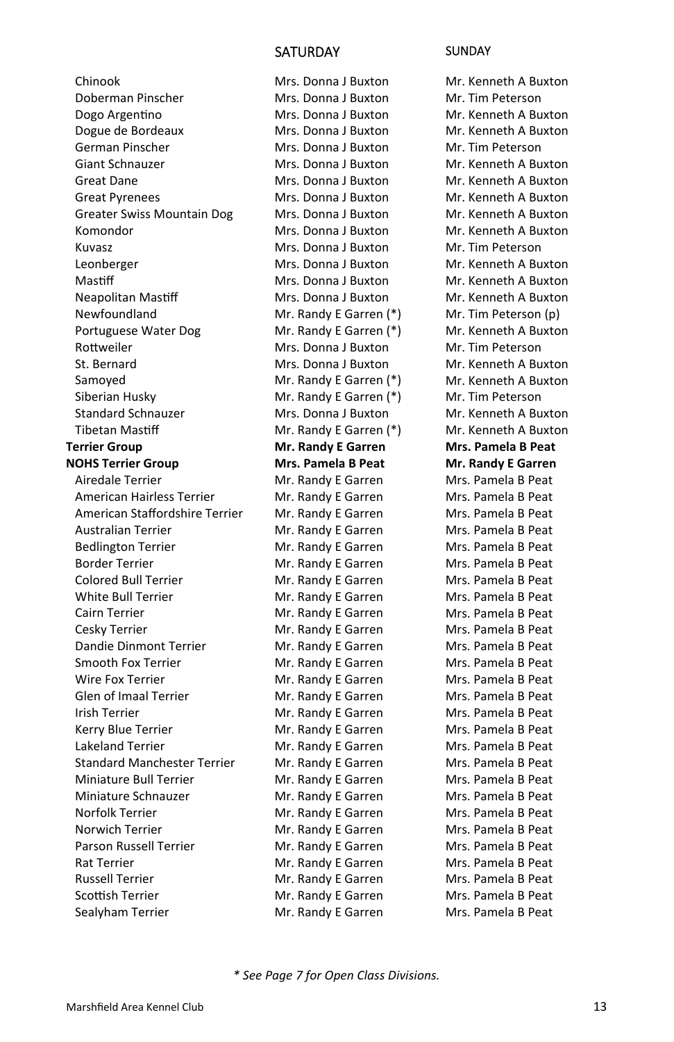| | SATURDAY | SUNDAY |
|---|---|---|
| Chinook | Mrs. Donna J Buxton | Mr. Kenneth A Buxton |
| Doberman Pinscher | Mrs. Donna J Buxton | Mr. Tim Peterson |
| Dogo Argentino | Mrs. Donna J Buxton | Mr. Kenneth A Buxton |
| Dogue de Bordeaux | Mrs. Donna J Buxton | Mr. Kenneth A Buxton |
| German Pinscher | Mrs. Donna J Buxton | Mr. Tim Peterson |
| Giant Schnauzer | Mrs. Donna J Buxton | Mr. Kenneth A Buxton |
| Great Dane | Mrs. Donna J Buxton | Mr. Kenneth A Buxton |
| Great Pyrenees | Mrs. Donna J Buxton | Mr. Kenneth A Buxton |
| Greater Swiss Mountain Dog | Mrs. Donna J Buxton | Mr. Kenneth A Buxton |
| Komondor | Mrs. Donna J Buxton | Mr. Kenneth A Buxton |
| Kuvasz | Mrs. Donna J Buxton | Mr. Tim Peterson |
| Leonberger | Mrs. Donna J Buxton | Mr. Kenneth A Buxton |
| Mastiff | Mrs. Donna J Buxton | Mr. Kenneth A Buxton |
| Neapolitan Mastiff | Mrs. Donna J Buxton | Mr. Kenneth A Buxton |
| Newfoundland | Mr. Randy E Garren (*) | Mr. Tim Peterson (p) |
| Portuguese Water Dog | Mr. Randy E Garren (*) | Mr. Kenneth A Buxton |
| Rottweiler | Mrs. Donna J Buxton | Mr. Tim Peterson |
| St. Bernard | Mrs. Donna J Buxton | Mr. Kenneth A Buxton |
| Samoyed | Mr. Randy E Garren (*) | Mr. Kenneth A Buxton |
| Siberian Husky | Mr. Randy E Garren (*) | Mr. Tim Peterson |
| Standard Schnauzer | Mrs. Donna J Buxton | Mr. Kenneth A Buxton |
| Tibetan Mastiff | Mr. Randy E Garren (*) | Mr. Kenneth A Buxton |
| **Terrier Group** | **Mr. Randy E Garren** | **Mrs. Pamela B Peat** |
| **NOHS Terrier Group** | **Mrs. Pamela B Peat** | **Mr. Randy E Garren** |
| Airedale Terrier | Mr. Randy E Garren | Mrs. Pamela B Peat |
| American Hairless Terrier | Mr. Randy E Garren | Mrs. Pamela B Peat |
| American Staffordshire Terrier | Mr. Randy E Garren | Mrs. Pamela B Peat |
| Australian Terrier | Mr. Randy E Garren | Mrs. Pamela B Peat |
| Bedlington Terrier | Mr. Randy E Garren | Mrs. Pamela B Peat |
| Border Terrier | Mr. Randy E Garren | Mrs. Pamela B Peat |
| Colored Bull Terrier | Mr. Randy E Garren | Mrs. Pamela B Peat |
| White Bull Terrier | Mr. Randy E Garren | Mrs. Pamela B Peat |
| Cairn Terrier | Mr. Randy E Garren | Mrs. Pamela B Peat |
| Cesky Terrier | Mr. Randy E Garren | Mrs. Pamela B Peat |
| Dandie Dinmont Terrier | Mr. Randy E Garren | Mrs. Pamela B Peat |
| Smooth Fox Terrier | Mr. Randy E Garren | Mrs. Pamela B Peat |
| Wire Fox Terrier | Mr. Randy E Garren | Mrs. Pamela B Peat |
| Glen of Imaal Terrier | Mr. Randy E Garren | Mrs. Pamela B Peat |
| Irish Terrier | Mr. Randy E Garren | Mrs. Pamela B Peat |
| Kerry Blue Terrier | Mr. Randy E Garren | Mrs. Pamela B Peat |
| Lakeland Terrier | Mr. Randy E Garren | Mrs. Pamela B Peat |
| Standard Manchester Terrier | Mr. Randy E Garren | Mrs. Pamela B Peat |
| Miniature Bull Terrier | Mr. Randy E Garren | Mrs. Pamela B Peat |
| Miniature Schnauzer | Mr. Randy E Garren | Mrs. Pamela B Peat |
| Norfolk Terrier | Mr. Randy E Garren | Mrs. Pamela B Peat |
| Norwich Terrier | Mr. Randy E Garren | Mrs. Pamela B Peat |
| Parson Russell Terrier | Mr. Randy E Garren | Mrs. Pamela B Peat |
| Rat Terrier | Mr. Randy E Garren | Mrs. Pamela B Peat |
| Russell Terrier | Mr. Randy E Garren | Mrs. Pamela B Peat |
| Scottish Terrier | Mr. Randy E Garren | Mrs. Pamela B Peat |
| Sealyham Terrier | Mr. Randy E Garren | Mrs. Pamela B Peat |

*\* See Page 7 for Open Class Divisions.*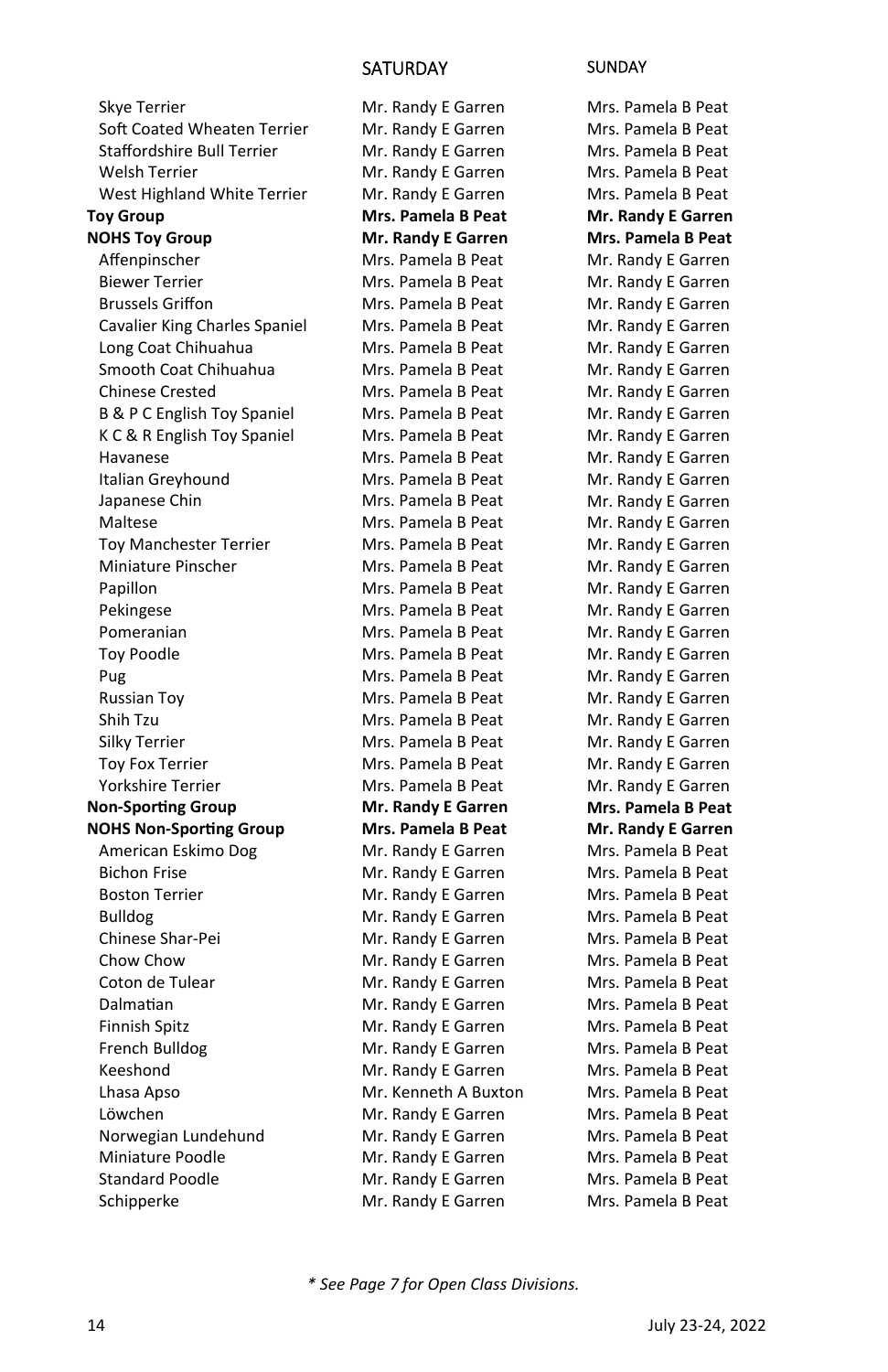| | SATURDAY | SUNDAY |
|---|---|---|
| Skye Terrier | Mr. Randy E Garren | Mrs. Pamela B Peat |
| Soft Coated Wheaten Terrier | Mr. Randy E Garren | Mrs. Pamela B Peat |
| Staffordshire Bull Terrier | Mr. Randy E Garren | Mrs. Pamela B Peat |
| Welsh Terrier | Mr. Randy E Garren | Mrs. Pamela B Peat |
| West Highland White Terrier | Mr. Randy E Garren | Mrs. Pamela B Peat |
| **Toy Group** | **Mrs. Pamela B Peat** | **Mr. Randy E Garren** |
| **NOHS Toy Group** | **Mr. Randy E Garren** | **Mrs. Pamela B Peat** |
| Affenpinscher | Mrs. Pamela B Peat | Mr. Randy E Garren |
| Biewer Terrier | Mrs. Pamela B Peat | Mr. Randy E Garren |
| Brussels Griffon | Mrs. Pamela B Peat | Mr. Randy E Garren |
| Cavalier King Charles Spaniel | Mrs. Pamela B Peat | Mr. Randy E Garren |
| Long Coat Chihuahua | Mrs. Pamela B Peat | Mr. Randy E Garren |
| Smooth Coat Chihuahua | Mrs. Pamela B Peat | Mr. Randy E Garren |
| Chinese Crested | Mrs. Pamela B Peat | Mr. Randy E Garren |
| B & P C English Toy Spaniel | Mrs. Pamela B Peat | Mr. Randy E Garren |
| K C & R English Toy Spaniel | Mrs. Pamela B Peat | Mr. Randy E Garren |
| Havanese | Mrs. Pamela B Peat | Mr. Randy E Garren |
| Italian Greyhound | Mrs. Pamela B Peat | Mr. Randy E Garren |
| Japanese Chin | Mrs. Pamela B Peat | Mr. Randy E Garren |
| Maltese | Mrs. Pamela B Peat | Mr. Randy E Garren |
| Toy Manchester Terrier | Mrs. Pamela B Peat | Mr. Randy E Garren |
| Miniature Pinscher | Mrs. Pamela B Peat | Mr. Randy E Garren |
| Papillon | Mrs. Pamela B Peat | Mr. Randy E Garren |
| Pekingese | Mrs. Pamela B Peat | Mr. Randy E Garren |
| Pomeranian | Mrs. Pamela B Peat | Mr. Randy E Garren |
| Toy Poodle | Mrs. Pamela B Peat | Mr. Randy E Garren |
| Pug | Mrs. Pamela B Peat | Mr. Randy E Garren |
| Russian Toy | Mrs. Pamela B Peat | Mr. Randy E Garren |
| Shih Tzu | Mrs. Pamela B Peat | Mr. Randy E Garren |
| Silky Terrier | Mrs. Pamela B Peat | Mr. Randy E Garren |
| Toy Fox Terrier | Mrs. Pamela B Peat | Mr. Randy E Garren |
| Yorkshire Terrier | Mrs. Pamela B Peat | Mr. Randy E Garren |
| **Non-Sporting Group** | **Mr. Randy E Garren** | **Mrs. Pamela B Peat** |
| **NOHS Non-Sporting Group** | **Mrs. Pamela B Peat** | **Mr. Randy E Garren** |
| American Eskimo Dog | Mr. Randy E Garren | Mrs. Pamela B Peat |
| Bichon Frise | Mr. Randy E Garren | Mrs. Pamela B Peat |
| Boston Terrier | Mr. Randy E Garren | Mrs. Pamela B Peat |
| Bulldog | Mr. Randy E Garren | Mrs. Pamela B Peat |
| Chinese Shar-Pei | Mr. Randy E Garren | Mrs. Pamela B Peat |
| Chow Chow | Mr. Randy E Garren | Mrs. Pamela B Peat |
| Coton de Tulear | Mr. Randy E Garren | Mrs. Pamela B Peat |
| Dalmatian | Mr. Randy E Garren | Mrs. Pamela B Peat |
| Finnish Spitz | Mr. Randy E Garren | Mrs. Pamela B Peat |
| French Bulldog | Mr. Randy E Garren | Mrs. Pamela B Peat |
| Keeshond | Mr. Randy E Garren | Mrs. Pamela B Peat |
| Lhasa Apso | Mr. Kenneth A Buxton | Mrs. Pamela B Peat |
| Löwchen | Mr. Randy E Garren | Mrs. Pamela B Peat |
| Norwegian Lundehund | Mr. Randy E Garren | Mrs. Pamela B Peat |
| Miniature Poodle | Mr. Randy E Garren | Mrs. Pamela B Peat |
| Standard Poodle | Mr. Randy E Garren | Mrs. Pamela B Peat |
| Schipperke | Mr. Randy E Garren | Mrs. Pamela B Peat |

*\* See Page 7 for Open Class Divisions.*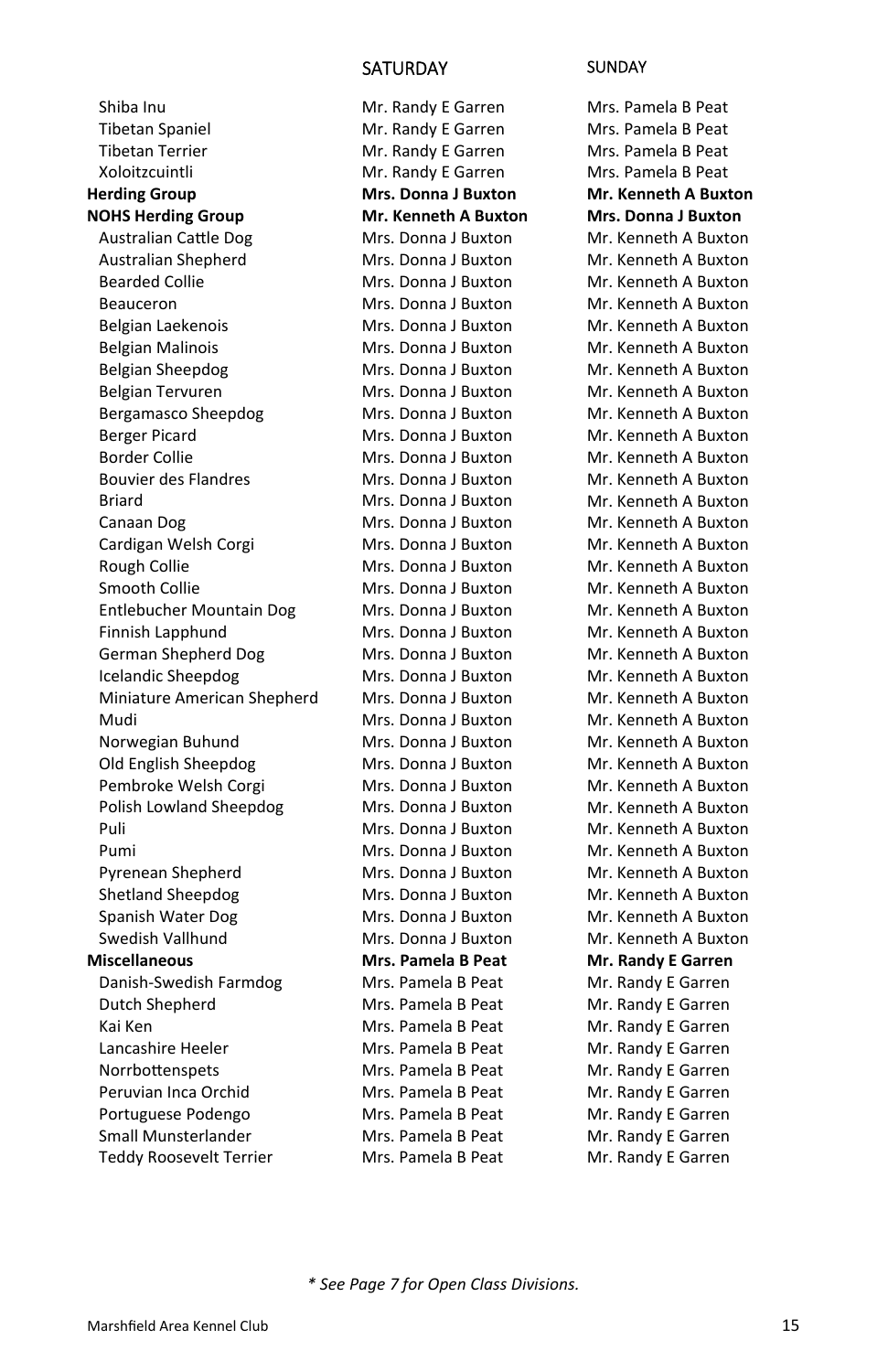| | SATURDAY | SUNDAY |
|---|---|---|
| Shiba Inu | Mr. Randy E Garren | Mrs. Pamela B Peat |
| Tibetan Spaniel | Mr. Randy E Garren | Mrs. Pamela B Peat |
| Tibetan Terrier | Mr. Randy E Garren | Mrs. Pamela B Peat |
| Xoloitzcuintli | Mr. Randy E Garren | Mrs. Pamela B Peat |
| **Herding Group** | **Mrs. Donna J Buxton** | **Mr. Kenneth A Buxton** |
| **NOHS Herding Group** | **Mr. Kenneth A Buxton** | **Mrs. Donna J Buxton** |
| Australian Cattle Dog | Mrs. Donna J Buxton | Mr. Kenneth A Buxton |
| Australian Shepherd | Mrs. Donna J Buxton | Mr. Kenneth A Buxton |
| Bearded Collie | Mrs. Donna J Buxton | Mr. Kenneth A Buxton |
| Beauceron | Mrs. Donna J Buxton | Mr. Kenneth A Buxton |
| Belgian Laekenois | Mrs. Donna J Buxton | Mr. Kenneth A Buxton |
| Belgian Malinois | Mrs. Donna J Buxton | Mr. Kenneth A Buxton |
| Belgian Sheepdog | Mrs. Donna J Buxton | Mr. Kenneth A Buxton |
| Belgian Tervuren | Mrs. Donna J Buxton | Mr. Kenneth A Buxton |
| Bergamasco Sheepdog | Mrs. Donna J Buxton | Mr. Kenneth A Buxton |
| Berger Picard | Mrs. Donna J Buxton | Mr. Kenneth A Buxton |
| Border Collie | Mrs. Donna J Buxton | Mr. Kenneth A Buxton |
| Bouvier des Flandres | Mrs. Donna J Buxton | Mr. Kenneth A Buxton |
| Briard | Mrs. Donna J Buxton | Mr. Kenneth A Buxton |
| Canaan Dog | Mrs. Donna J Buxton | Mr. Kenneth A Buxton |
| Cardigan Welsh Corgi | Mrs. Donna J Buxton | Mr. Kenneth A Buxton |
| Rough Collie | Mrs. Donna J Buxton | Mr. Kenneth A Buxton |
| Smooth Collie | Mrs. Donna J Buxton | Mr. Kenneth A Buxton |
| Entlebucher Mountain Dog | Mrs. Donna J Buxton | Mr. Kenneth A Buxton |
| Finnish Lapphund | Mrs. Donna J Buxton | Mr. Kenneth A Buxton |
| German Shepherd Dog | Mrs. Donna J Buxton | Mr. Kenneth A Buxton |
| Icelandic Sheepdog | Mrs. Donna J Buxton | Mr. Kenneth A Buxton |
| Miniature American Shepherd | Mrs. Donna J Buxton | Mr. Kenneth A Buxton |
| Mudi | Mrs. Donna J Buxton | Mr. Kenneth A Buxton |
| Norwegian Buhund | Mrs. Donna J Buxton | Mr. Kenneth A Buxton |
| Old English Sheepdog | Mrs. Donna J Buxton | Mr. Kenneth A Buxton |
| Pembroke Welsh Corgi | Mrs. Donna J Buxton | Mr. Kenneth A Buxton |
| Polish Lowland Sheepdog | Mrs. Donna J Buxton | Mr. Kenneth A Buxton |
| Puli | Mrs. Donna J Buxton | Mr. Kenneth A Buxton |
| Pumi | Mrs. Donna J Buxton | Mr. Kenneth A Buxton |
| Pyrenean Shepherd | Mrs. Donna J Buxton | Mr. Kenneth A Buxton |
| Shetland Sheepdog | Mrs. Donna J Buxton | Mr. Kenneth A Buxton |
| Spanish Water Dog | Mrs. Donna J Buxton | Mr. Kenneth A Buxton |
| Swedish Vallhund | Mrs. Donna J Buxton | Mr. Kenneth A Buxton |
| **Miscellaneous** | **Mrs. Pamela B Peat** | **Mr. Randy E Garren** |
| Danish-Swedish Farmdog | Mrs. Pamela B Peat | Mr. Randy E Garren |
| Dutch Shepherd | Mrs. Pamela B Peat | Mr. Randy E Garren |
| Kai Ken | Mrs. Pamela B Peat | Mr. Randy E Garren |
| Lancashire Heeler | Mrs. Pamela B Peat | Mr. Randy E Garren |
| Norrbottenspets | Mrs. Pamela B Peat | Mr. Randy E Garren |
| Peruvian Inca Orchid | Mrs. Pamela B Peat | Mr. Randy E Garren |
| Portuguese Podengo | Mrs. Pamela B Peat | Mr. Randy E Garren |
| Small Munsterlander | Mrs. Pamela B Peat | Mr. Randy E Garren |
| Teddy Roosevelt Terrier | Mrs. Pamela B Peat | Mr. Randy E Garren |

*\* See Page 7 for Open Class Divisions.*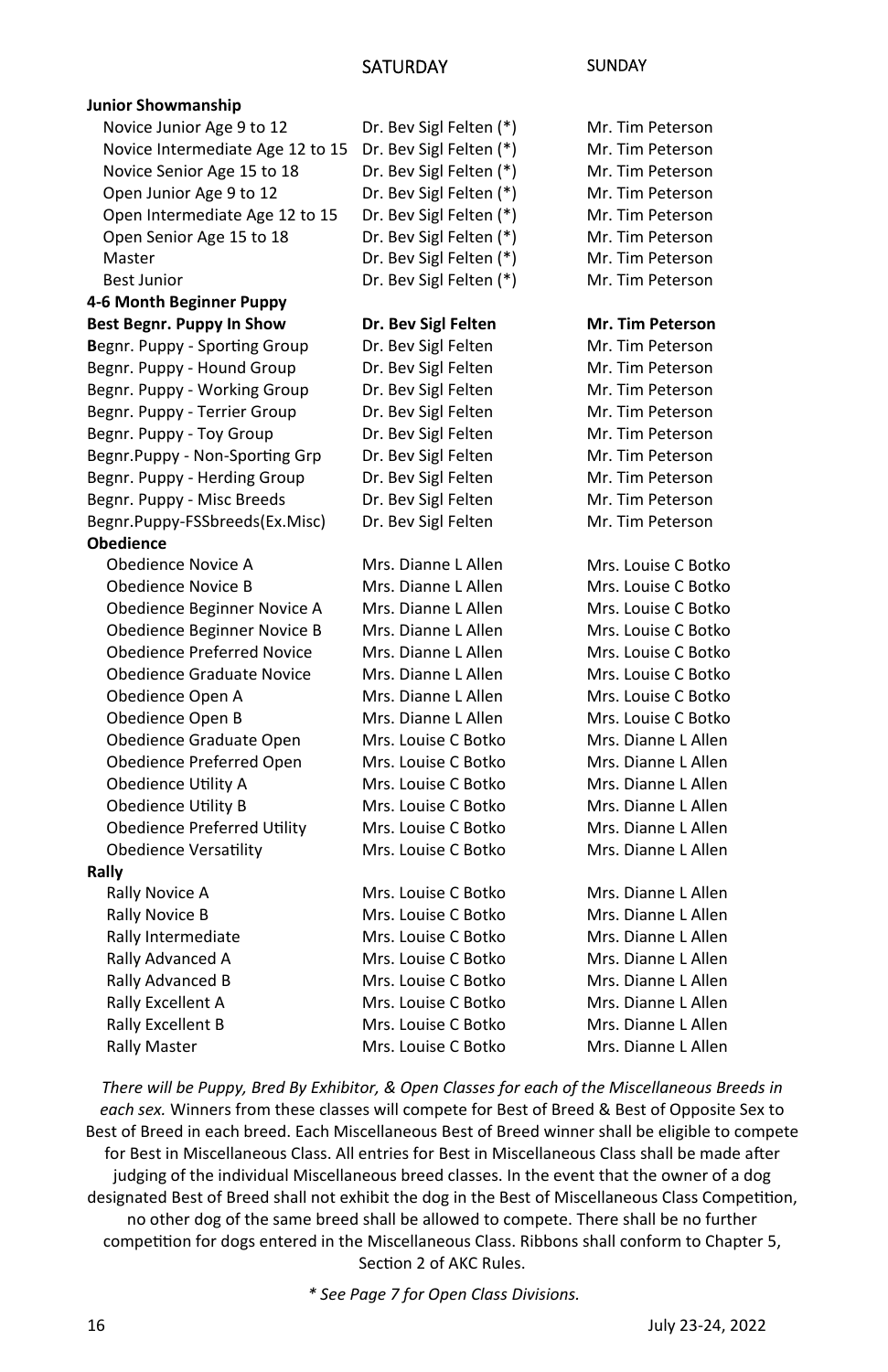| | SATURDAY | SUNDAY |
|---|---|---|
| **Junior Showmanship** | | |
| Novice Junior Age 9 to 12 | Dr. Bev Sigl Felten (*) | Mr. Tim Peterson |
| Novice Intermediate Age 12 to 15 | Dr. Bev Sigl Felten (*) | Mr. Tim Peterson |
| Novice Senior Age 15 to 18 | Dr. Bev Sigl Felten (*) | Mr. Tim Peterson |
| Open Junior Age 9 to 12 | Dr. Bev Sigl Felten (*) | Mr. Tim Peterson |
| Open Intermediate Age 12 to 15 | Dr. Bev Sigl Felten (*) | Mr. Tim Peterson |
| Open Senior Age 15 to 18 | Dr. Bev Sigl Felten (*) | Mr. Tim Peterson |
| Master | Dr. Bev Sigl Felten (*) | Mr. Tim Peterson |
| Best Junior | Dr. Bev Sigl Felten (*) | Mr. Tim Peterson |
| **4-6 Month Beginner Puppy** | | |
| **Best Begnr. Puppy In Show** | **Dr. Bev Sigl Felten** | **Mr. Tim Peterson** |
| **B**egnr. Puppy - Sporting Group | Dr. Bev Sigl Felten | Mr. Tim Peterson |
| Begnr. Puppy - Hound Group | Dr. Bev Sigl Felten | Mr. Tim Peterson |
| Begnr. Puppy - Working Group | Dr. Bev Sigl Felten | Mr. Tim Peterson |
| Begnr. Puppy - Terrier Group | Dr. Bev Sigl Felten | Mr. Tim Peterson |
| Begnr. Puppy - Toy Group | Dr. Bev Sigl Felten | Mr. Tim Peterson |
| Begnr.Puppy - Non-Sporting Grp | Dr. Bev Sigl Felten | Mr. Tim Peterson |
| Begnr. Puppy - Herding Group | Dr. Bev Sigl Felten | Mr. Tim Peterson |
| Begnr. Puppy - Misc Breeds | Dr. Bev Sigl Felten | Mr. Tim Peterson |
| Begnr.Puppy-FSSbreeds(Ex.Misc) | Dr. Bev Sigl Felten | Mr. Tim Peterson |
| **Obedience** | | |
| Obedience Novice A | Mrs. Dianne L Allen | Mrs. Louise C Botko |
| Obedience Novice B | Mrs. Dianne L Allen | Mrs. Louise C Botko |
| Obedience Beginner Novice A | Mrs. Dianne L Allen | Mrs. Louise C Botko |
| Obedience Beginner Novice B | Mrs. Dianne L Allen | Mrs. Louise C Botko |
| Obedience Preferred Novice | Mrs. Dianne L Allen | Mrs. Louise C Botko |
| Obedience Graduate Novice | Mrs. Dianne L Allen | Mrs. Louise C Botko |
| Obedience Open A | Mrs. Dianne L Allen | Mrs. Louise C Botko |
| Obedience Open B | Mrs. Dianne L Allen | Mrs. Louise C Botko |
| Obedience Graduate Open | Mrs. Louise C Botko | Mrs. Dianne L Allen |
| Obedience Preferred Open | Mrs. Louise C Botko | Mrs. Dianne L Allen |
| Obedience Utility A | Mrs. Louise C Botko | Mrs. Dianne L Allen |
| Obedience Utility B | Mrs. Louise C Botko | Mrs. Dianne L Allen |
| Obedience Preferred Utility | Mrs. Louise C Botko | Mrs. Dianne L Allen |
| Obedience Versatility | Mrs. Louise C Botko | Mrs. Dianne L Allen |
| **Rally** | | |
| Rally Novice A | Mrs. Louise C Botko | Mrs. Dianne L Allen |
| Rally Novice B | Mrs. Louise C Botko | Mrs. Dianne L Allen |
| Rally Intermediate | Mrs. Louise C Botko | Mrs. Dianne L Allen |
| Rally Advanced A | Mrs. Louise C Botko | Mrs. Dianne L Allen |
| Rally Advanced B | Mrs. Louise C Botko | Mrs. Dianne L Allen |
| Rally Excellent A | Mrs. Louise C Botko | Mrs. Dianne L Allen |
| Rally Excellent B | Mrs. Louise C Botko | Mrs. Dianne L Allen |
| Rally Master | Mrs. Louise C Botko | Mrs. Dianne L Allen |

*There will be Puppy, Bred By Exhibitor, & Open Classes for each of the Miscellaneous Breeds in each sex.* Winners from these classes will compete for Best of Breed & Best of Opposite Sex to Best of Breed in each breed. Each Miscellaneous Best of Breed winner shall be eligible to compete for Best in Miscellaneous Class. All entries for Best in Miscellaneous Class shall be made after judging of the individual Miscellaneous breed classes. In the event that the owner of a dog designated Best of Breed shall not exhibit the dog in the Best of Miscellaneous Class Competition, no other dog of the same breed shall be allowed to compete. There shall be no further competition for dogs entered in the Miscellaneous Class. Ribbons shall conform to Chapter 5, Section 2 of AKC Rules.

*\* See Page 7 for Open Class Divisions.*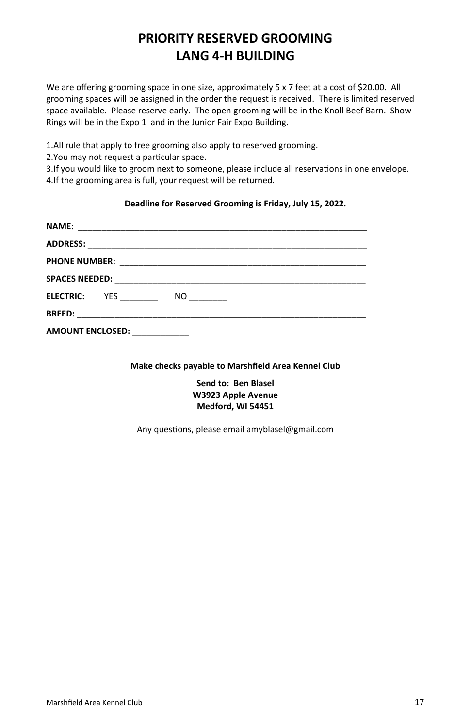# PRIORITY RESERVED GROOMING
# LANG 4-H BUILDING

We are offering grooming space in one size, approximately 5 x 7 feet at a cost of $20.00. All grooming spaces will be assigned in the order the request is received. There is limited reserved space available. Please reserve early. The open grooming will be in the Knoll Beef Barn. Show Rings will be in the Expo 1 and in the Junior Fair Expo Building.

1.All rule that apply to free grooming also apply to reserved grooming.
2.You may not request a particular space.
3.If you would like to groom next to someone, please include all reservations in one envelope.
4.If the grooming area is full, your request will be returned.

**Deadline for Reserved Grooming is Friday, July 15, 2022.**

**NAME:** ______________________________________________________________

**ADDRESS:** ___________________________________________________________

**PHONE NUMBER:** _____________________________________________________

**SPACES NEEDED:** _____________________________________________________

**ELECTRIC:** YES ________ NO ________

**BREED:** _____________________________________________________________

**AMOUNT ENCLOSED:** ____________

**Make checks payable to Marshfield Area Kennel Club**

**Send to: Ben Blasel**
**W3923 Apple Avenue**
**Medford, WI 54451**

Any questions, please email amyblasel@gmail.com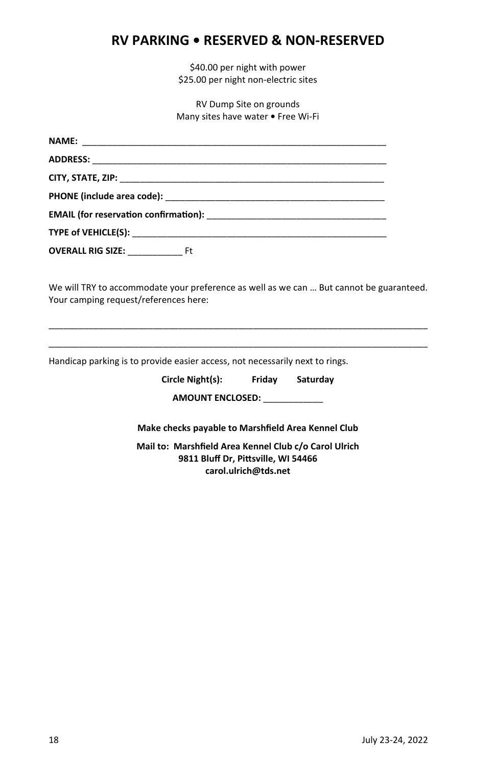# RV PARKING • RESERVED & NON-RESERVED

$40.00 per night with power
$25.00 per night non-electric sites

RV Dump Site on grounds
Many sites have water • Free Wi-Fi

**NAME:** ____________________________________________________________

**ADDRESS:** __________________________________________________________

**CITY, STATE, ZIP:** ____________________________________________________

**PHONE (include area code):** ____________________________________________

**EMAIL (for reservation confirmation):** ___________________________________

**TYPE of VEHICLE(S):** __________________________________________________

**OVERALL RIG SIZE:** ___________ Ft

We will TRY to accommodate your preference as well as we can … But cannot be guaranteed. Your camping request/references here:

______________________________________________________________________________

______________________________________________________________________________

Handicap parking is to provide easier access, not necessarily next to rings.

**Circle Night(s): Friday Saturday**

**AMOUNT ENCLOSED:** ____________

**Make checks payable to Marshfield Area Kennel Club**

**Mail to: Marshfield Area Kennel Club c/o Carol Ulrich**
**9811 Bluff Dr, Pittsville, WI 54466**
**carol.ulrich@tds.net**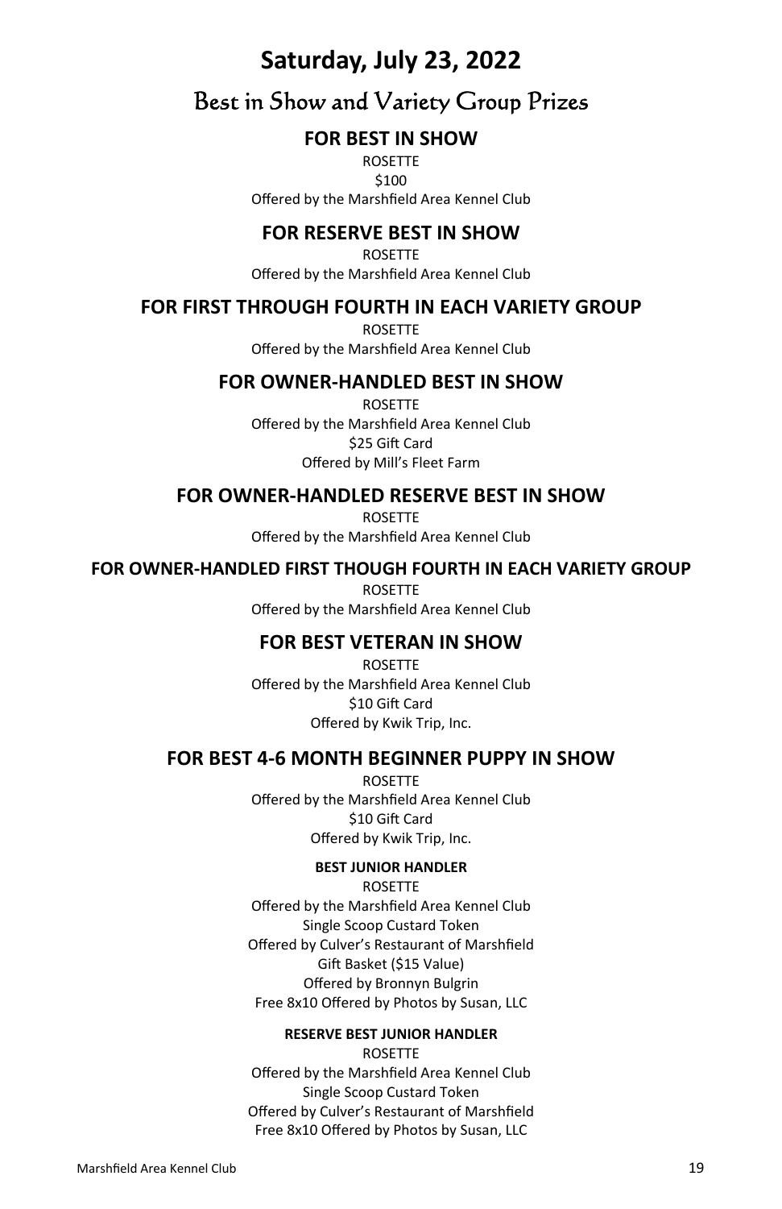# Saturday, July 23, 2022

## Best in Show and Variety Group Prizes

### FOR BEST IN SHOW

ROSETTE
$100
Offered by the Marshfield Area Kennel Club

### FOR RESERVE BEST IN SHOW

ROSETTE
Offered by the Marshfield Area Kennel Club

### FOR FIRST THROUGH FOURTH IN EACH VARIETY GROUP

ROSETTE
Offered by the Marshfield Area Kennel Club

### FOR OWNER-HANDLED BEST IN SHOW

ROSETTE
Offered by the Marshfield Area Kennel Club
$25 Gift Card
Offered by Mill's Fleet Farm

### FOR OWNER-HANDLED RESERVE BEST IN SHOW

ROSETTE
Offered by the Marshfield Area Kennel Club

### FOR OWNER-HANDLED FIRST THOUGH FOURTH IN EACH VARIETY GROUP

ROSETTE
Offered by the Marshfield Area Kennel Club

### FOR BEST VETERAN IN SHOW

ROSETTE
Offered by the Marshfield Area Kennel Club
$10 Gift Card
Offered by Kwik Trip, Inc.

### FOR BEST 4-6 MONTH BEGINNER PUPPY IN SHOW

ROSETTE
Offered by the Marshfield Area Kennel Club
$10 Gift Card
Offered by Kwik Trip, Inc.

#### BEST JUNIOR HANDLER

ROSETTE
Offered by the Marshfield Area Kennel Club
Single Scoop Custard Token
Offered by Culver's Restaurant of Marshfield
Gift Basket ($15 Value)
Offered by Bronnyn Bulgrin
Free 8x10 Offered by Photos by Susan, LLC

#### RESERVE BEST JUNIOR HANDLER

ROSETTE
Offered by the Marshfield Area Kennel Club
Single Scoop Custard Token
Offered by Culver's Restaurant of Marshfield
Free 8x10 Offered by Photos by Susan, LLC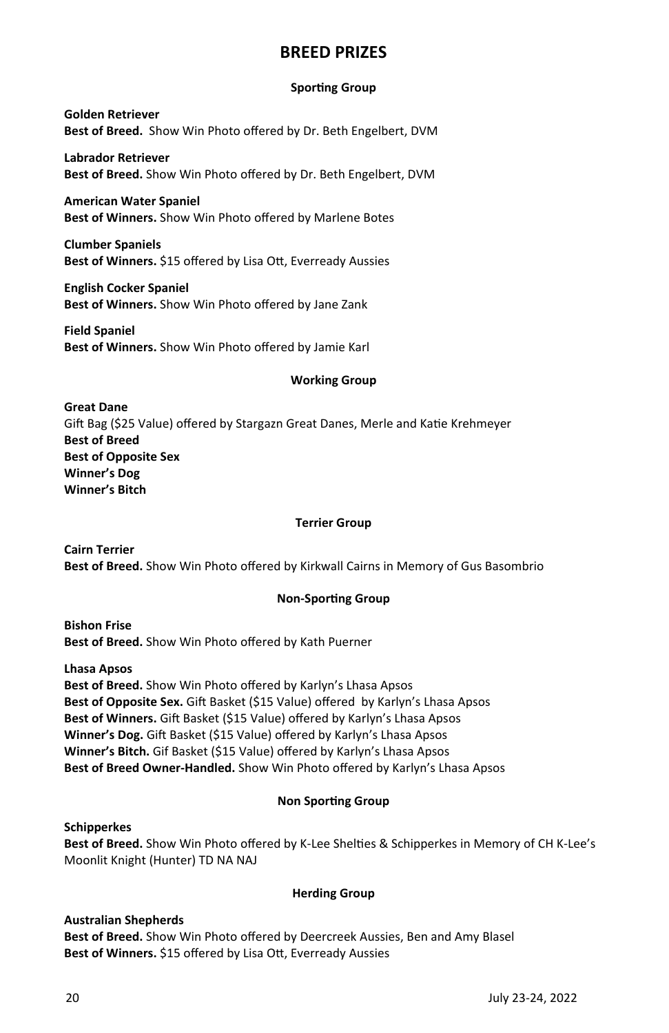# BREED PRIZES

### Sporting Group

**Golden Retriever**
**Best of Breed.** Show Win Photo offered by Dr. Beth Engelbert, DVM

**Labrador Retriever**
**Best of Breed.** Show Win Photo offered by Dr. Beth Engelbert, DVM

**American Water Spaniel**
**Best of Winners.** Show Win Photo offered by Marlene Botes

**Clumber Spaniels**
**Best of Winners.** $15 offered by Lisa Ott, Everready Aussies

**English Cocker Spaniel**
**Best of Winners.** Show Win Photo offered by Jane Zank

**Field Spaniel**
**Best of Winners.** Show Win Photo offered by Jamie Karl

### Working Group

**Great Dane**
Gift Bag ($25 Value) offered by Stargazn Great Danes, Merle and Katie Krehmeyer
**Best of Breed**
**Best of Opposite Sex**
**Winner's Dog**
**Winner's Bitch**

### Terrier Group

**Cairn Terrier**
**Best of Breed.** Show Win Photo offered by Kirkwall Cairns in Memory of Gus Basombrio

### Non-Sporting Group

**Bishon Frise**
**Best of Breed.** Show Win Photo offered by Kath Puerner

**Lhasa Apsos**
**Best of Breed.** Show Win Photo offered by Karlyn's Lhasa Apsos
**Best of Opposite Sex.** Gift Basket ($15 Value) offered by Karlyn's Lhasa Apsos
**Best of Winners.** Gift Basket ($15 Value) offered by Karlyn's Lhasa Apsos
**Winner's Dog.** Gift Basket ($15 Value) offered by Karlyn's Lhasa Apsos
**Winner's Bitch.** Gif Basket ($15 Value) offered by Karlyn's Lhasa Apsos
**Best of Breed Owner-Handled.** Show Win Photo offered by Karlyn's Lhasa Apsos

### Non Sporting Group

**Schipperkes**
**Best of Breed.** Show Win Photo offered by K-Lee Shelties & Schipperkes in Memory of CH K-Lee's Moonlit Knight (Hunter) TD NA NAJ

### Herding Group

**Australian Shepherds**
**Best of Breed.** Show Win Photo offered by Deercreek Aussies, Ben and Amy Blasel
**Best of Winners.** $15 offered by Lisa Ott, Everready Aussies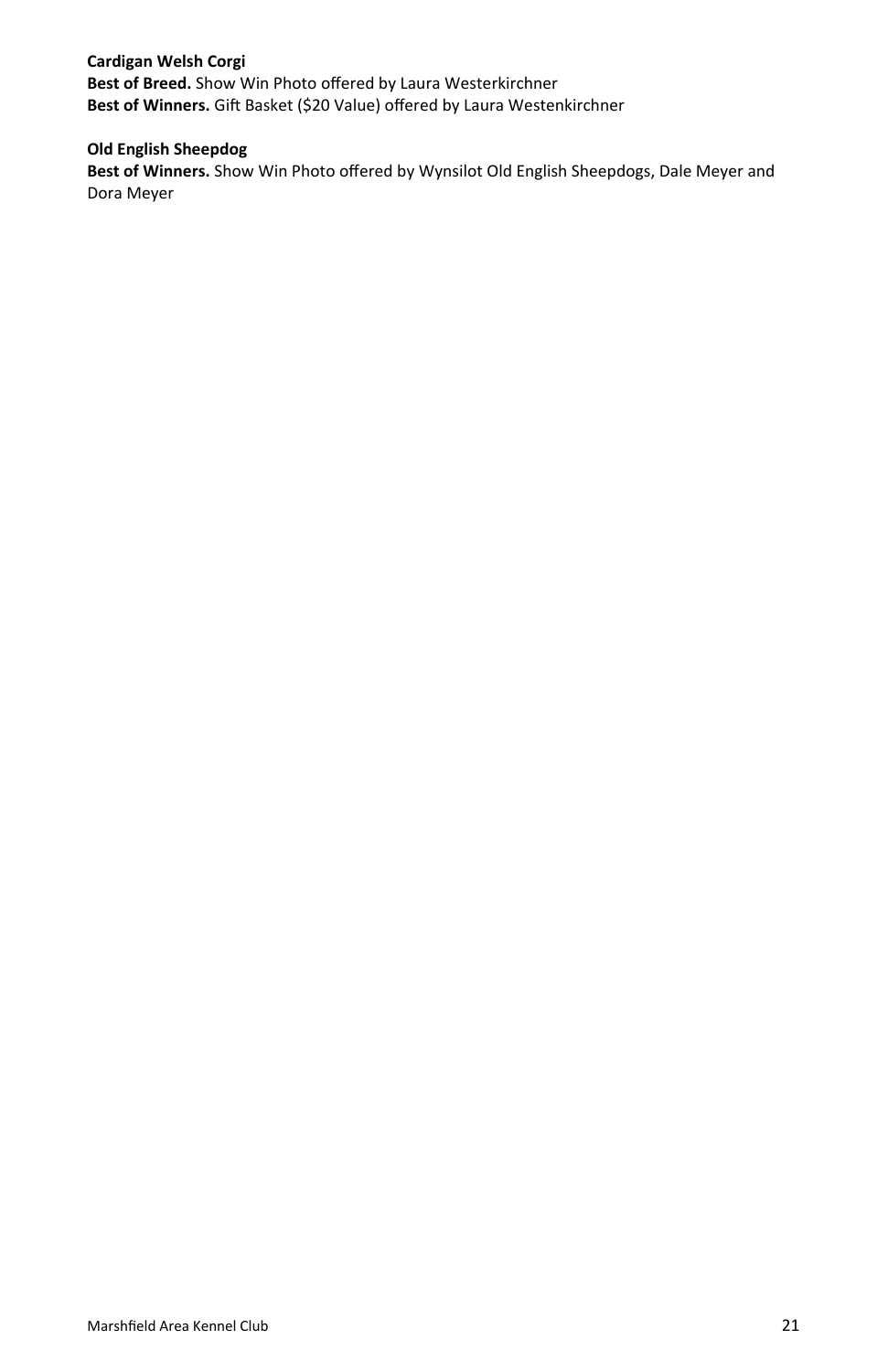**Cardigan Welsh Corgi**
**Best of Breed.** Show Win Photo offered by Laura Westerkirchner
**Best of Winners.** Gift Basket ($20 Value) offered by Laura Westenkirchner

**Old English Sheepdog**
**Best of Winners.** Show Win Photo offered by Wynsilot Old English Sheepdogs, Dale Meyer and Dora Meyer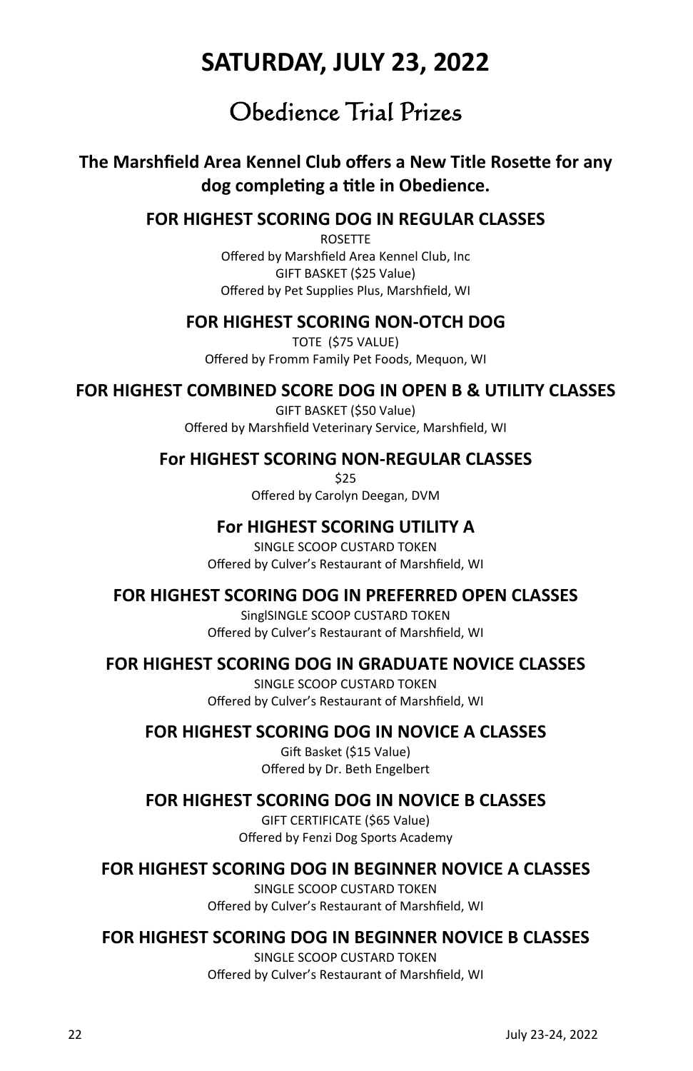# SATURDAY, JULY 23, 2022

## Obedience Trial Prizes

**The Marshfield Area Kennel Club offers a New Title Rosette for any dog completing a title in Obedience.**

### FOR HIGHEST SCORING DOG IN REGULAR CLASSES

ROSETTE
Offered by Marshfield Area Kennel Club, Inc
GIFT BASKET ($25 Value)
Offered by Pet Supplies Plus, Marshfield, WI

### FOR HIGHEST SCORING NON-OTCH DOG

TOTE ($75 VALUE)
Offered by Fromm Family Pet Foods, Mequon, WI

### FOR HIGHEST COMBINED SCORE DOG IN OPEN B & UTILITY CLASSES

GIFT BASKET ($50 Value)
Offered by Marshfield Veterinary Service, Marshfield, WI

### For HIGHEST SCORING NON-REGULAR CLASSES

$25
Offered by Carolyn Deegan, DVM

### For HIGHEST SCORING UTILITY A

SINGLE SCOOP CUSTARD TOKEN
Offered by Culver's Restaurant of Marshfield, WI

### FOR HIGHEST SCORING DOG IN PREFERRED OPEN CLASSES

SinglSINGLE SCOOP CUSTARD TOKEN
Offered by Culver's Restaurant of Marshfield, WI

### FOR HIGHEST SCORING DOG IN GRADUATE NOVICE CLASSES

SINGLE SCOOP CUSTARD TOKEN
Offered by Culver's Restaurant of Marshfield, WI

### FOR HIGHEST SCORING DOG IN NOVICE A CLASSES

Gift Basket ($15 Value)
Offered by Dr. Beth Engelbert

### FOR HIGHEST SCORING DOG IN NOVICE B CLASSES

GIFT CERTIFICATE ($65 Value)
Offered by Fenzi Dog Sports Academy

### FOR HIGHEST SCORING DOG IN BEGINNER NOVICE A CLASSES

SINGLE SCOOP CUSTARD TOKEN
Offered by Culver's Restaurant of Marshfield, WI

### FOR HIGHEST SCORING DOG IN BEGINNER NOVICE B CLASSES

SINGLE SCOOP CUSTARD TOKEN
Offered by Culver's Restaurant of Marshfield, WI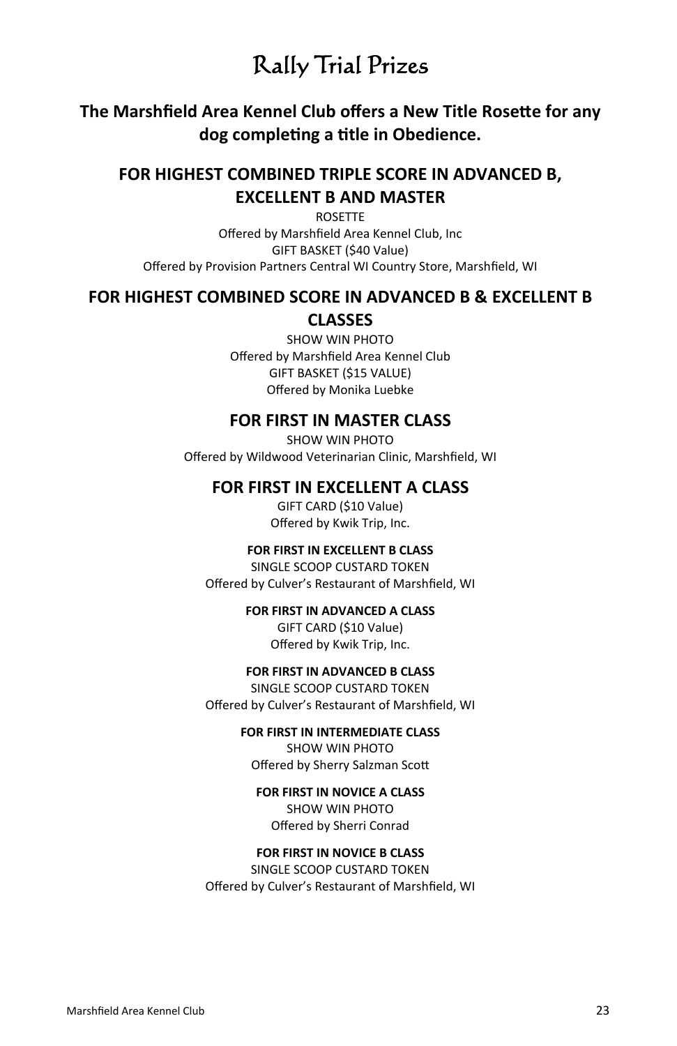# Rally Trial Prizes

**The Marshfield Area Kennel Club offers a New Title Rosette for any dog completing a title in Obedience.**

## FOR HIGHEST COMBINED TRIPLE SCORE IN ADVANCED B, EXCELLENT B AND MASTER

ROSETTE
Offered by Marshfield Area Kennel Club, Inc
GIFT BASKET ($40 Value)
Offered by Provision Partners Central WI Country Store, Marshfield, WI

## FOR HIGHEST COMBINED SCORE IN ADVANCED B & EXCELLENT B CLASSES

SHOW WIN PHOTO
Offered by Marshfield Area Kennel Club
GIFT BASKET ($15 VALUE)
Offered by Monika Luebke

### FOR FIRST IN MASTER CLASS

SHOW WIN PHOTO
Offered by Wildwood Veterinarian Clinic, Marshfield, WI

### FOR FIRST IN EXCELLENT A CLASS

GIFT CARD ($10 Value)
Offered by Kwik Trip, Inc.

**FOR FIRST IN EXCELLENT B CLASS**

SINGLE SCOOP CUSTARD TOKEN
Offered by Culver's Restaurant of Marshfield, WI

**FOR FIRST IN ADVANCED A CLASS**

GIFT CARD ($10 Value)
Offered by Kwik Trip, Inc.

**FOR FIRST IN ADVANCED B CLASS**

SINGLE SCOOP CUSTARD TOKEN
Offered by Culver's Restaurant of Marshfield, WI

**FOR FIRST IN INTERMEDIATE CLASS**

SHOW WIN PHOTO
Offered by Sherry Salzman Scott

**FOR FIRST IN NOVICE A CLASS**

SHOW WIN PHOTO
Offered by Sherri Conrad

**FOR FIRST IN NOVICE B CLASS**

SINGLE SCOOP CUSTARD TOKEN
Offered by Culver's Restaurant of Marshfield, WI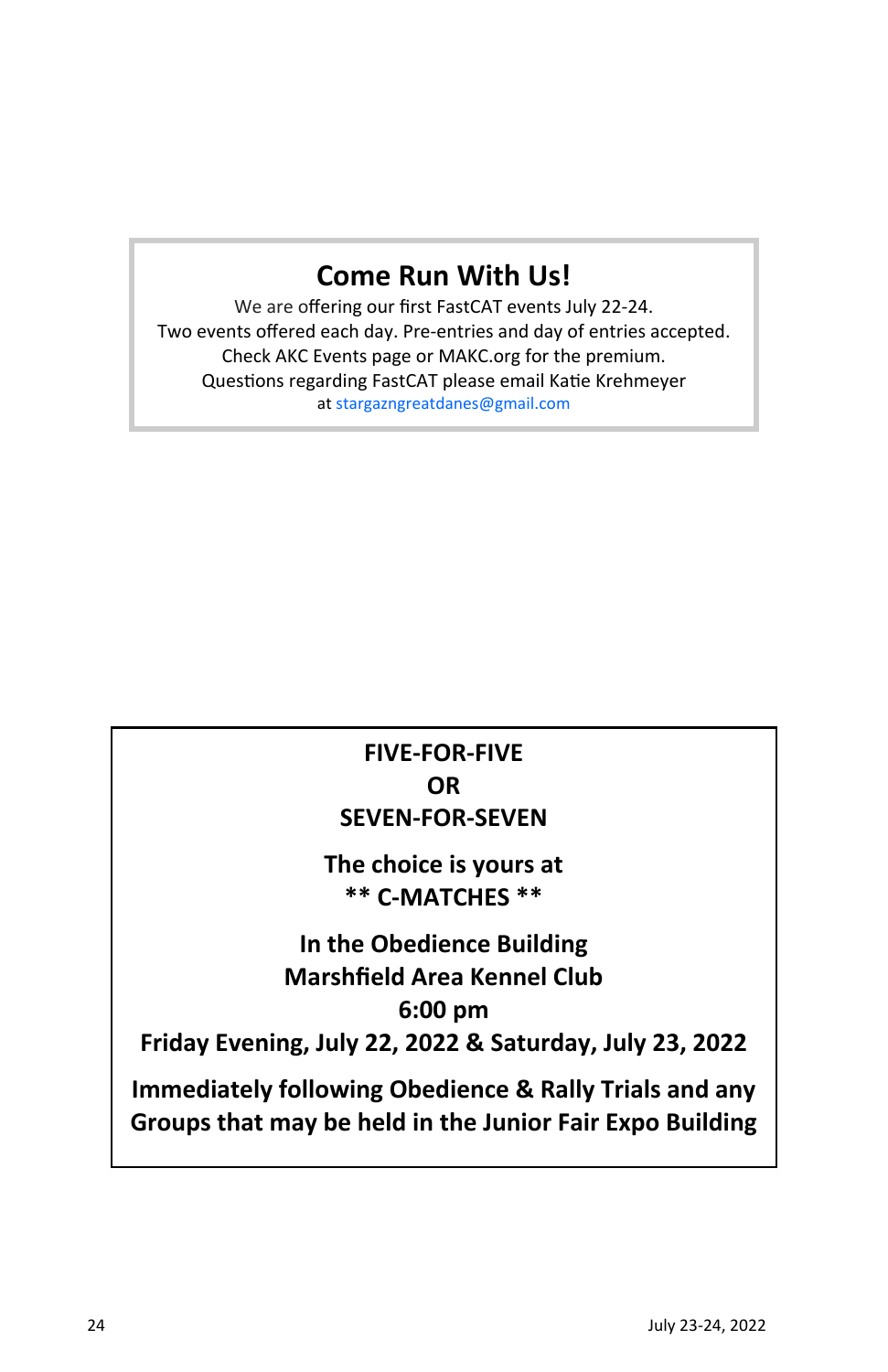## Come Run With Us!

We are offering our first FastCAT events July 22-24.
Two events offered each day. Pre-entries and day of entries accepted.
Check AKC Events page or MAKC.org for the premium.
Questions regarding FastCAT please email Katie Krehmeyer
at stargazngreatdanes@gmail.com

**FIVE-FOR-FIVE**
**OR**
**SEVEN-FOR-SEVEN**

**The choice is yours at**
**** C-MATCHES ****

**In the Obedience Building**
**Marshfield Area Kennel Club**
**6:00 pm**
**Friday Evening, July 22, 2022 & Saturday, July 23, 2022**

**Immediately following Obedience & Rally Trials and any Groups that may be held in the Junior Fair Expo Building**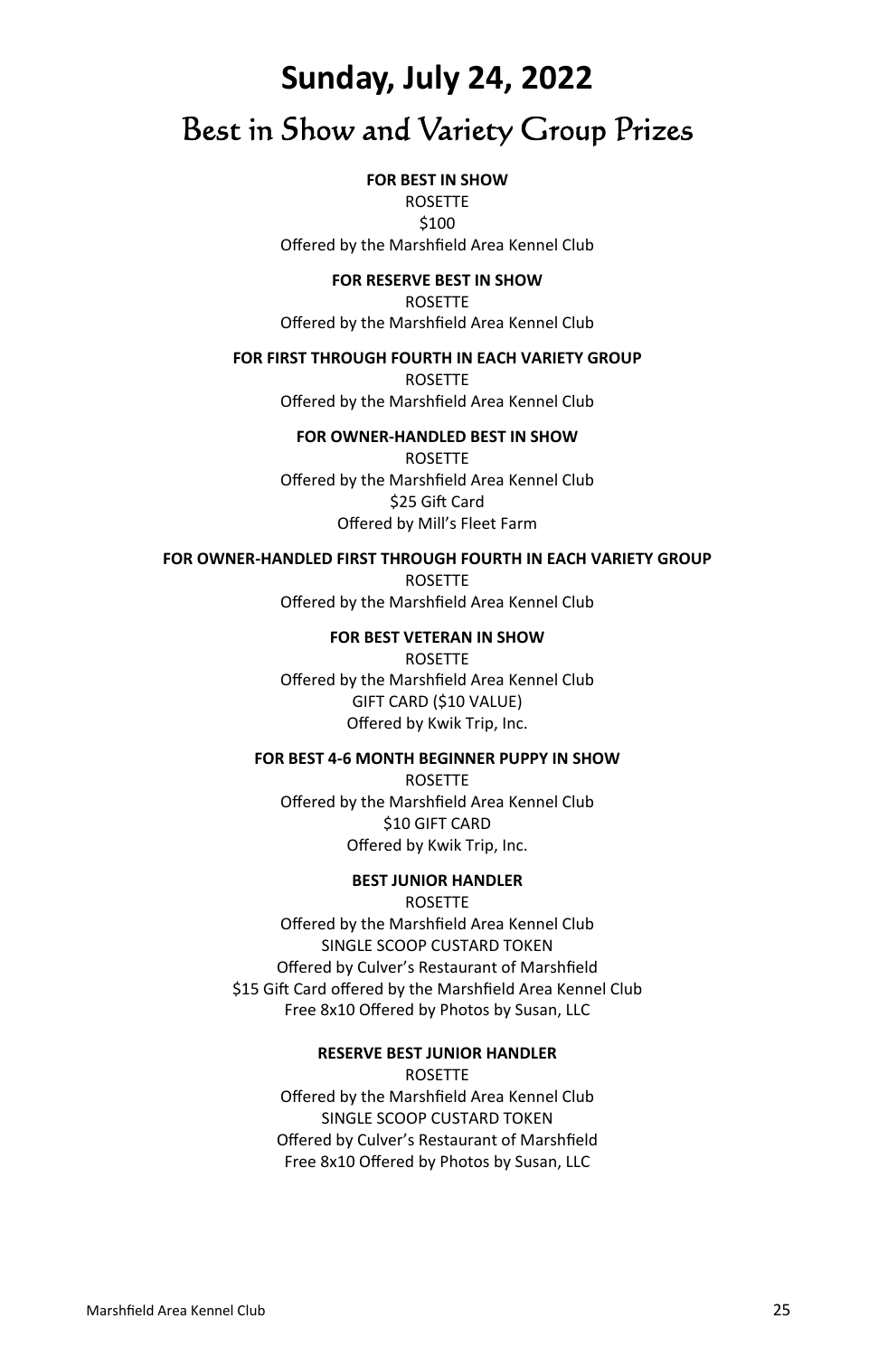# Sunday, July 24, 2022

## Best in Show and Variety Group Prizes

**FOR BEST IN SHOW**
ROSETTE
$100
Offered by the Marshfield Area Kennel Club

**FOR RESERVE BEST IN SHOW**
ROSETTE
Offered by the Marshfield Area Kennel Club

**FOR FIRST THROUGH FOURTH IN EACH VARIETY GROUP**
ROSETTE
Offered by the Marshfield Area Kennel Club

**FOR OWNER-HANDLED BEST IN SHOW**
ROSETTE
Offered by the Marshfield Area Kennel Club
$25 Gift Card
Offered by Mill's Fleet Farm

**FOR OWNER-HANDLED FIRST THROUGH FOURTH IN EACH VARIETY GROUP**
ROSETTE
Offered by the Marshfield Area Kennel Club

**FOR BEST VETERAN IN SHOW**
ROSETTE
Offered by the Marshfield Area Kennel Club
GIFT CARD ($10 VALUE)
Offered by Kwik Trip, Inc.

**FOR BEST 4-6 MONTH BEGINNER PUPPY IN SHOW**
ROSETTE
Offered by the Marshfield Area Kennel Club
$10 GIFT CARD
Offered by Kwik Trip, Inc.

**BEST JUNIOR HANDLER**
ROSETTE
Offered by the Marshfield Area Kennel Club
SINGLE SCOOP CUSTARD TOKEN
Offered by Culver's Restaurant of Marshfield
$15 Gift Card offered by the Marshfield Area Kennel Club
Free 8x10 Offered by Photos by Susan, LLC

**RESERVE BEST JUNIOR HANDLER**
ROSETTE
Offered by the Marshfield Area Kennel Club
SINGLE SCOOP CUSTARD TOKEN
Offered by Culver's Restaurant of Marshfield
Free 8x10 Offered by Photos by Susan, LLC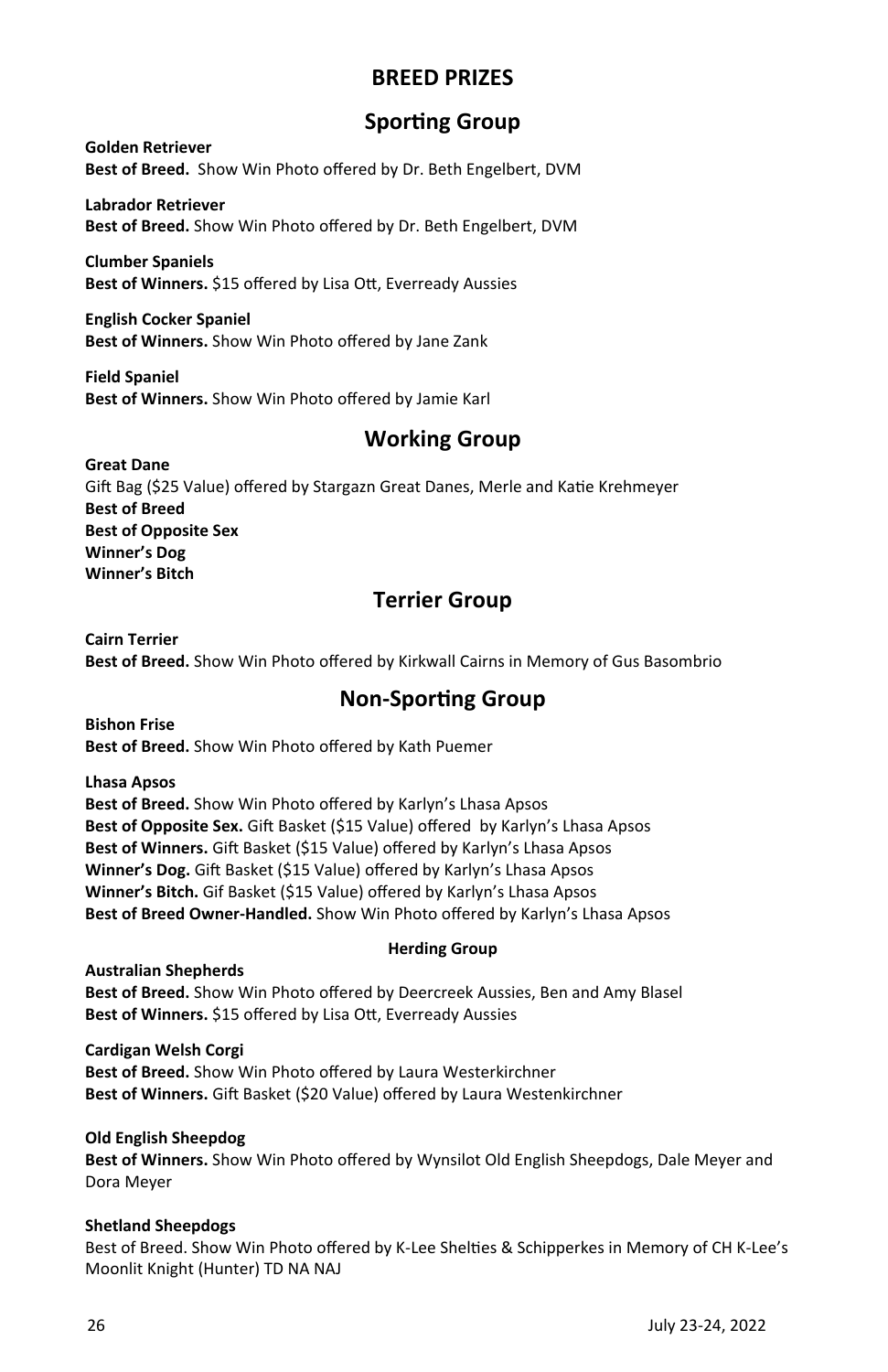# BREED PRIZES

## Sporting Group

**Golden Retriever**
**Best of Breed.** Show Win Photo offered by Dr. Beth Engelbert, DVM

**Labrador Retriever**
**Best of Breed.** Show Win Photo offered by Dr. Beth Engelbert, DVM

**Clumber Spaniels**
**Best of Winners.** $15 offered by Lisa Ott, Everready Aussies

**English Cocker Spaniel**
**Best of Winners.** Show Win Photo offered by Jane Zank

**Field Spaniel**
**Best of Winners.** Show Win Photo offered by Jamie Karl

## Working Group

**Great Dane**
Gift Bag ($25 Value) offered by Stargazn Great Danes, Merle and Katie Krehmeyer
**Best of Breed**
**Best of Opposite Sex**
**Winner's Dog**
**Winner's Bitch**

## Terrier Group

**Cairn Terrier**
**Best of Breed.** Show Win Photo offered by Kirkwall Cairns in Memory of Gus Basombrio

## Non-Sporting Group

**Bishon Frise**
**Best of Breed.** Show Win Photo offered by Kath Puemer

**Lhasa Apsos**
**Best of Breed.** Show Win Photo offered by Karlyn's Lhasa Apsos
**Best of Opposite Sex.** Gift Basket ($15 Value) offered by Karlyn's Lhasa Apsos
**Best of Winners.** Gift Basket ($15 Value) offered by Karlyn's Lhasa Apsos
**Winner's Dog.** Gift Basket ($15 Value) offered by Karlyn's Lhasa Apsos
**Winner's Bitch.** Gif Basket ($15 Value) offered by Karlyn's Lhasa Apsos
**Best of Breed Owner-Handled.** Show Win Photo offered by Karlyn's Lhasa Apsos

### Herding Group

**Australian Shepherds**
**Best of Breed.** Show Win Photo offered by Deercreek Aussies, Ben and Amy Blasel
**Best of Winners.** $15 offered by Lisa Ott, Everready Aussies

**Cardigan Welsh Corgi**
**Best of Breed.** Show Win Photo offered by Laura Westerkirchner
**Best of Winners.** Gift Basket ($20 Value) offered by Laura Westenkirchner

**Old English Sheepdog**
**Best of Winners.** Show Win Photo offered by Wynsilot Old English Sheepdogs, Dale Meyer and Dora Meyer

**Shetland Sheepdogs**
Best of Breed. Show Win Photo offered by K-Lee Shelties & Schipperkes in Memory of CH K-Lee's Moonlit Knight (Hunter) TD NA NAJ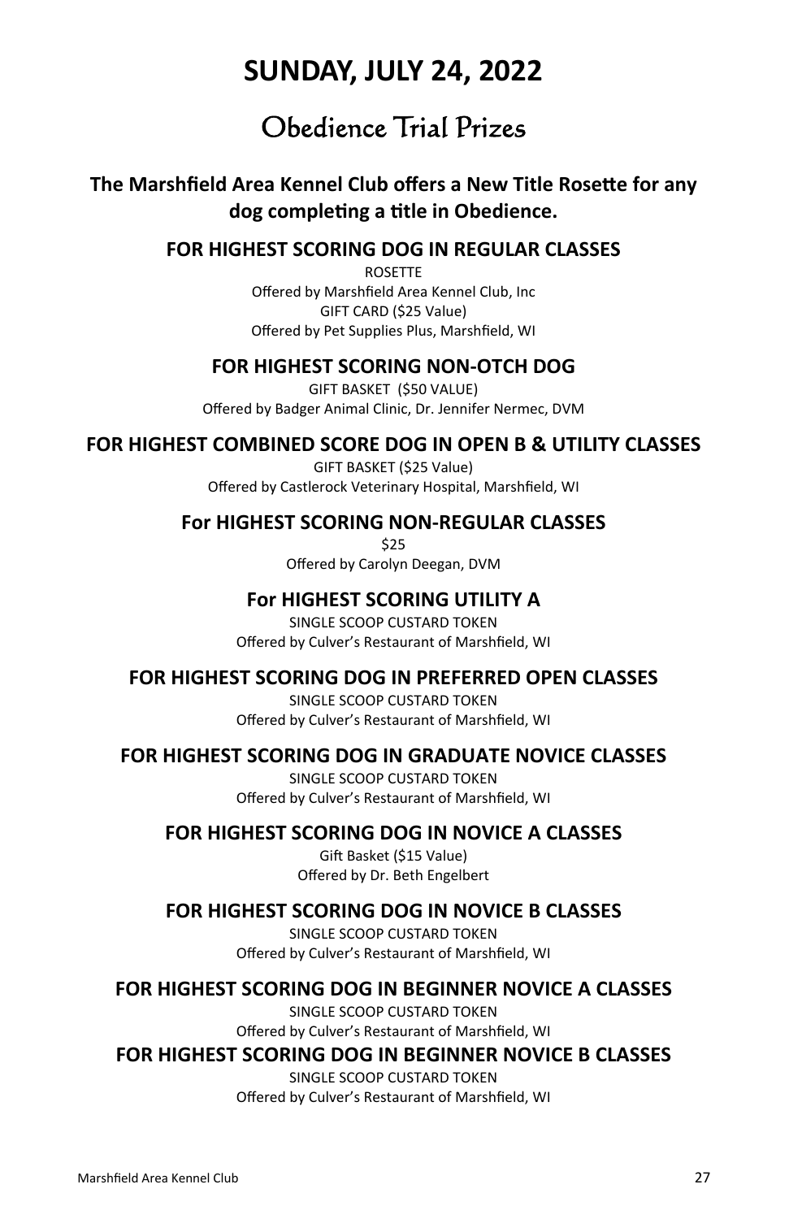# SUNDAY, JULY 24, 2022

## Obedience Trial Prizes

**The Marshfield Area Kennel Club offers a New Title Rosette for any dog completing a title in Obedience.**

### FOR HIGHEST SCORING DOG IN REGULAR CLASSES

ROSETTE
Offered by Marshfield Area Kennel Club, Inc
GIFT CARD ($25 Value)
Offered by Pet Supplies Plus, Marshfield, WI

### FOR HIGHEST SCORING NON-OTCH DOG

GIFT BASKET ($50 VALUE)
Offered by Badger Animal Clinic, Dr. Jennifer Nermec, DVM

### FOR HIGHEST COMBINED SCORE DOG IN OPEN B & UTILITY CLASSES

GIFT BASKET ($25 Value)
Offered by Castlerock Veterinary Hospital, Marshfield, WI

### For HIGHEST SCORING NON-REGULAR CLASSES

$25
Offered by Carolyn Deegan, DVM

### For HIGHEST SCORING UTILITY A

SINGLE SCOOP CUSTARD TOKEN
Offered by Culver's Restaurant of Marshfield, WI

### FOR HIGHEST SCORING DOG IN PREFERRED OPEN CLASSES

SINGLE SCOOP CUSTARD TOKEN
Offered by Culver's Restaurant of Marshfield, WI

### FOR HIGHEST SCORING DOG IN GRADUATE NOVICE CLASSES

SINGLE SCOOP CUSTARD TOKEN
Offered by Culver's Restaurant of Marshfield, WI

### FOR HIGHEST SCORING DOG IN NOVICE A CLASSES

Gift Basket ($15 Value)
Offered by Dr. Beth Engelbert

### FOR HIGHEST SCORING DOG IN NOVICE B CLASSES

SINGLE SCOOP CUSTARD TOKEN
Offered by Culver's Restaurant of Marshfield, WI

### FOR HIGHEST SCORING DOG IN BEGINNER NOVICE A CLASSES

SINGLE SCOOP CUSTARD TOKEN
Offered by Culver's Restaurant of Marshfield, WI

### FOR HIGHEST SCORING DOG IN BEGINNER NOVICE B CLASSES

SINGLE SCOOP CUSTARD TOKEN
Offered by Culver's Restaurant of Marshfield, WI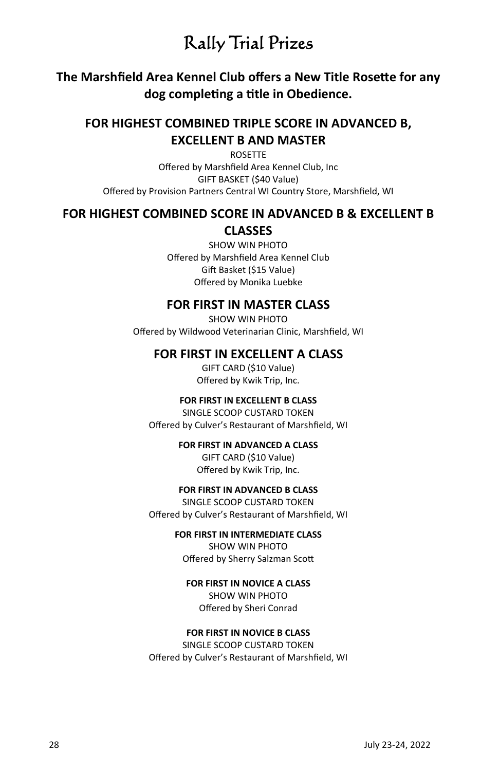# Rally Trial Prizes

**The Marshfield Area Kennel Club offers a New Title Rosette for any dog completing a title in Obedience.**

## FOR HIGHEST COMBINED TRIPLE SCORE IN ADVANCED B, EXCELLENT B AND MASTER

ROSETTE
Offered by Marshfield Area Kennel Club, Inc
GIFT BASKET ($40 Value)
Offered by Provision Partners Central WI Country Store, Marshfield, WI

## FOR HIGHEST COMBINED SCORE IN ADVANCED B & EXCELLENT B CLASSES

SHOW WIN PHOTO
Offered by Marshfield Area Kennel Club
Gift Basket ($15 Value)
Offered by Monika Luebke

## FOR FIRST IN MASTER CLASS

SHOW WIN PHOTO
Offered by Wildwood Veterinarian Clinic, Marshfield, WI

## FOR FIRST IN EXCELLENT A CLASS

GIFT CARD ($10 Value)
Offered by Kwik Trip, Inc.

### FOR FIRST IN EXCELLENT B CLASS

SINGLE SCOOP CUSTARD TOKEN
Offered by Culver's Restaurant of Marshfield, WI

### FOR FIRST IN ADVANCED A CLASS

GIFT CARD ($10 Value)
Offered by Kwik Trip, Inc.

### FOR FIRST IN ADVANCED B CLASS

SINGLE SCOOP CUSTARD TOKEN
Offered by Culver's Restaurant of Marshfield, WI

### FOR FIRST IN INTERMEDIATE CLASS

SHOW WIN PHOTO
Offered by Sherry Salzman Scott

### FOR FIRST IN NOVICE A CLASS

SHOW WIN PHOTO
Offered by Sheri Conrad

### FOR FIRST IN NOVICE B CLASS

SINGLE SCOOP CUSTARD TOKEN
Offered by Culver's Restaurant of Marshfield, WI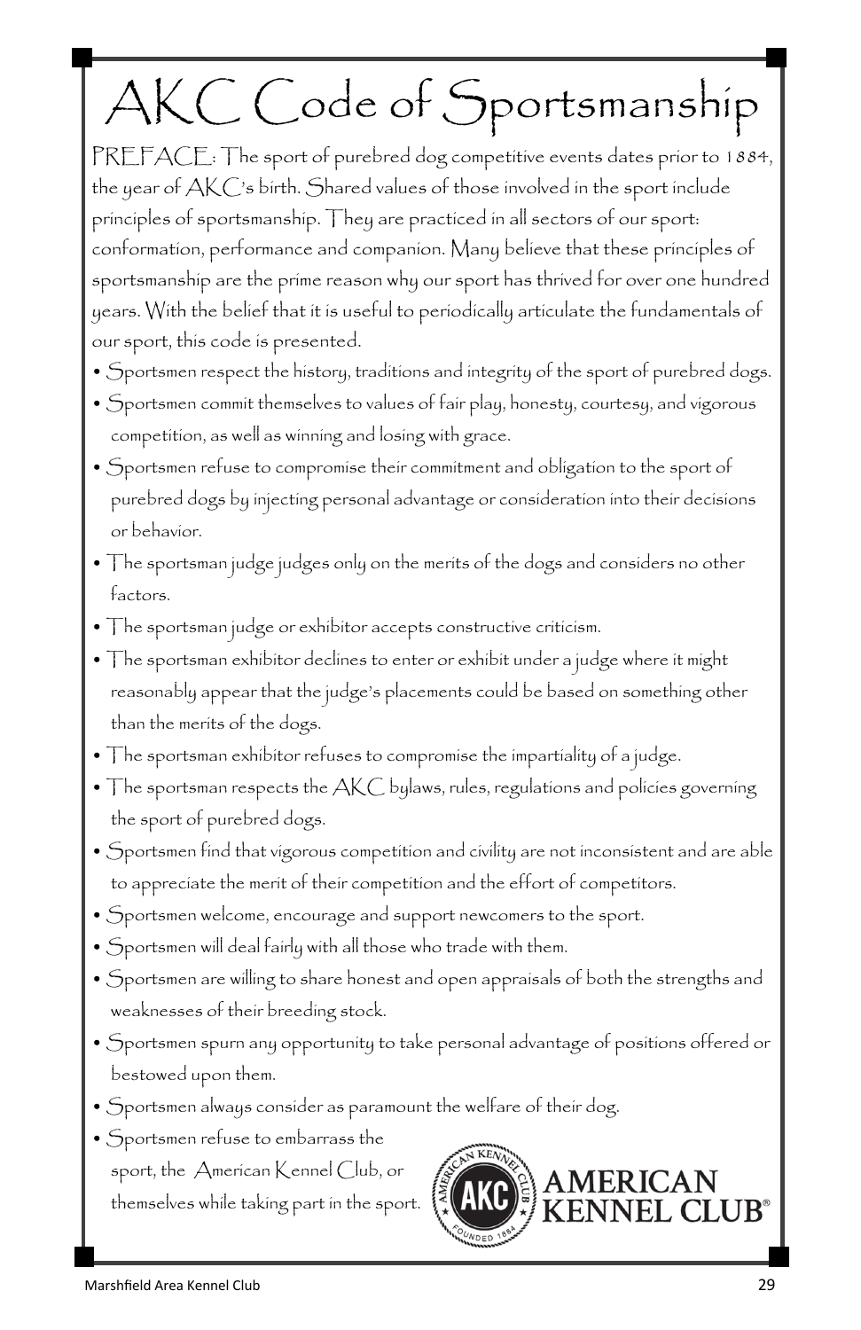# AKC Code of Sportsmanship

PREFACE: The sport of purebred dog competitive events dates prior to 1884, the year of AKC's birth. Shared values of those involved in the sport include principles of sportsmanship. They are practiced in all sectors of our sport: conformation, performance and companion. Many believe that these principles of sportsmanship are the prime reason why our sport has thrived for over one hundred years. With the belief that it is useful to periodically articulate the fundamentals of our sport, this code is presented.

- Sportsmen respect the history, traditions and integrity of the sport of purebred dogs.
- Sportsmen commit themselves to values of fair play, honesty, courtesy, and vigorous competition, as well as winning and losing with grace.
- Sportsmen refuse to compromise their commitment and obligation to the sport of purebred dogs by injecting personal advantage or consideration into their decisions or behavior.
- The sportsman judge judges only on the merits of the dogs and considers no other factors.
- The sportsman judge or exhibitor accepts constructive criticism.
- The sportsman exhibitor declines to enter or exhibit under a judge where it might reasonably appear that the judge's placements could be based on something other than the merits of the dogs.
- The sportsman exhibitor refuses to compromise the impartiality of a judge.
- The sportsman respects the AKC bylaws, rules, regulations and policies governing the sport of purebred dogs.
- Sportsmen find that vigorous competition and civility are not inconsistent and are able to appreciate the merit of their competition and the effort of competitors.
- Sportsmen welcome, encourage and support newcomers to the sport.
- Sportsmen will deal fairly with all those who trade with them.
- Sportsmen are willing to share honest and open appraisals of both the strengths and weaknesses of their breeding stock.
- Sportsmen spurn any opportunity to take personal advantage of positions offered or bestowed upon them.
- Sportsmen always consider as paramount the welfare of their dog.
- Sportsmen refuse to embarrass the sport, the American Kennel Club, or themselves while taking part in the sport.

AMERICAN KENNEL CLUB®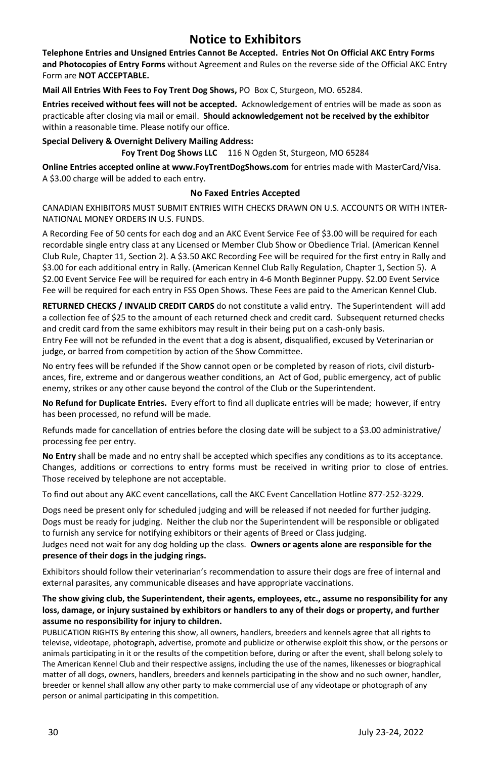# Notice to Exhibitors

**Telephone Entries and Unsigned Entries Cannot Be Accepted. Entries Not On Official AKC Entry Forms and Photocopies of Entry Forms** without Agreement and Rules on the reverse side of the Official AKC Entry Form are **NOT ACCEPTABLE.**

**Mail All Entries With Fees to Foy Trent Dog Shows,** PO Box C, Sturgeon, MO. 65284.

**Entries received without fees will not be accepted.** Acknowledgement of entries will be made as soon as practicable after closing via mail or email. **Should acknowledgement not be received by the exhibitor** within a reasonable time. Please notify our office.

**Special Delivery & Overnight Delivery Mailing Address:**

**Foy Trent Dog Shows LLC** 116 N Ogden St, Sturgeon, MO 65284

**Online Entries accepted online at www.FoyTrentDogShows.com** for entries made with MasterCard/Visa. A $3.00 charge will be added to each entry.

**No Faxed Entries Accepted**

CANADIAN EXHIBITORS MUST SUBMIT ENTRIES WITH CHECKS DRAWN ON U.S. ACCOUNTS OR WITH INTERNATIONAL MONEY ORDERS IN U.S. FUNDS.

A Recording Fee of 50 cents for each dog and an AKC Event Service Fee of $3.00 will be required for each recordable single entry class at any Licensed or Member Club Show or Obedience Trial. (American Kennel Club Rule, Chapter 11, Section 2). A $3.50 AKC Recording Fee will be required for the first entry in Rally and $3.00 for each additional entry in Rally. (American Kennel Club Rally Regulation, Chapter 1, Section 5). A $2.00 Event Service Fee will be required for each entry in 4-6 Month Beginner Puppy. $2.00 Event Service Fee will be required for each entry in FSS Open Shows. These Fees are paid to the American Kennel Club.

**RETURNED CHECKS / INVALID CREDIT CARDS** do not constitute a valid entry. The Superintendent will add a collection fee of $25 to the amount of each returned check and credit card. Subsequent returned checks and credit card from the same exhibitors may result in their being put on a cash-only basis.

Entry Fee will not be refunded in the event that a dog is absent, disqualified, excused by Veterinarian or judge, or barred from competition by action of the Show Committee.

No entry fees will be refunded if the Show cannot open or be completed by reason of riots, civil disturbances, fire, extreme and or dangerous weather conditions, an Act of God, public emergency, act of public enemy, strikes or any other cause beyond the control of the Club or the Superintendent.

**No Refund for Duplicate Entries.** Every effort to find all duplicate entries will be made; however, if entry has been processed, no refund will be made.

Refunds made for cancellation of entries before the closing date will be subject to a $3.00 administrative/processing fee per entry.

**No Entry** shall be made and no entry shall be accepted which specifies any conditions as to its acceptance. Changes, additions or corrections to entry forms must be received in writing prior to close of entries. Those received by telephone are not acceptable.

To find out about any AKC event cancellations, call the AKC Event Cancellation Hotline 877-252-3229.

Dogs need be present only for scheduled judging and will be released if not needed for further judging. Dogs must be ready for judging. Neither the club nor the Superintendent will be responsible or obligated to furnish any service for notifying exhibitors or their agents of Breed or Class judging.

Judges need not wait for any dog holding up the class. **Owners or agents alone are responsible for the presence of their dogs in the judging rings.**

Exhibitors should follow their veterinarian's recommendation to assure their dogs are free of internal and external parasites, any communicable diseases and have appropriate vaccinations.

**The show giving club, the Superintendent, their agents, employees, etc., assume no responsibility for any loss, damage, or injury sustained by exhibitors or handlers to any of their dogs or property, and further assume no responsibility for injury to children.**

PUBLICATION RIGHTS By entering this show, all owners, handlers, breeders and kennels agree that all rights to televise, videotape, photograph, advertise, promote and publicize or otherwise exploit this show, or the persons or animals participating in it or the results of the competition before, during or after the event, shall belong solely to The American Kennel Club and their respective assigns, including the use of the names, likenesses or biographical matter of all dogs, owners, handlers, breeders and kennels participating in the show and no such owner, handler, breeder or kennel shall allow any other party to make commercial use of any videotape or photograph of any person or animal participating in this competition.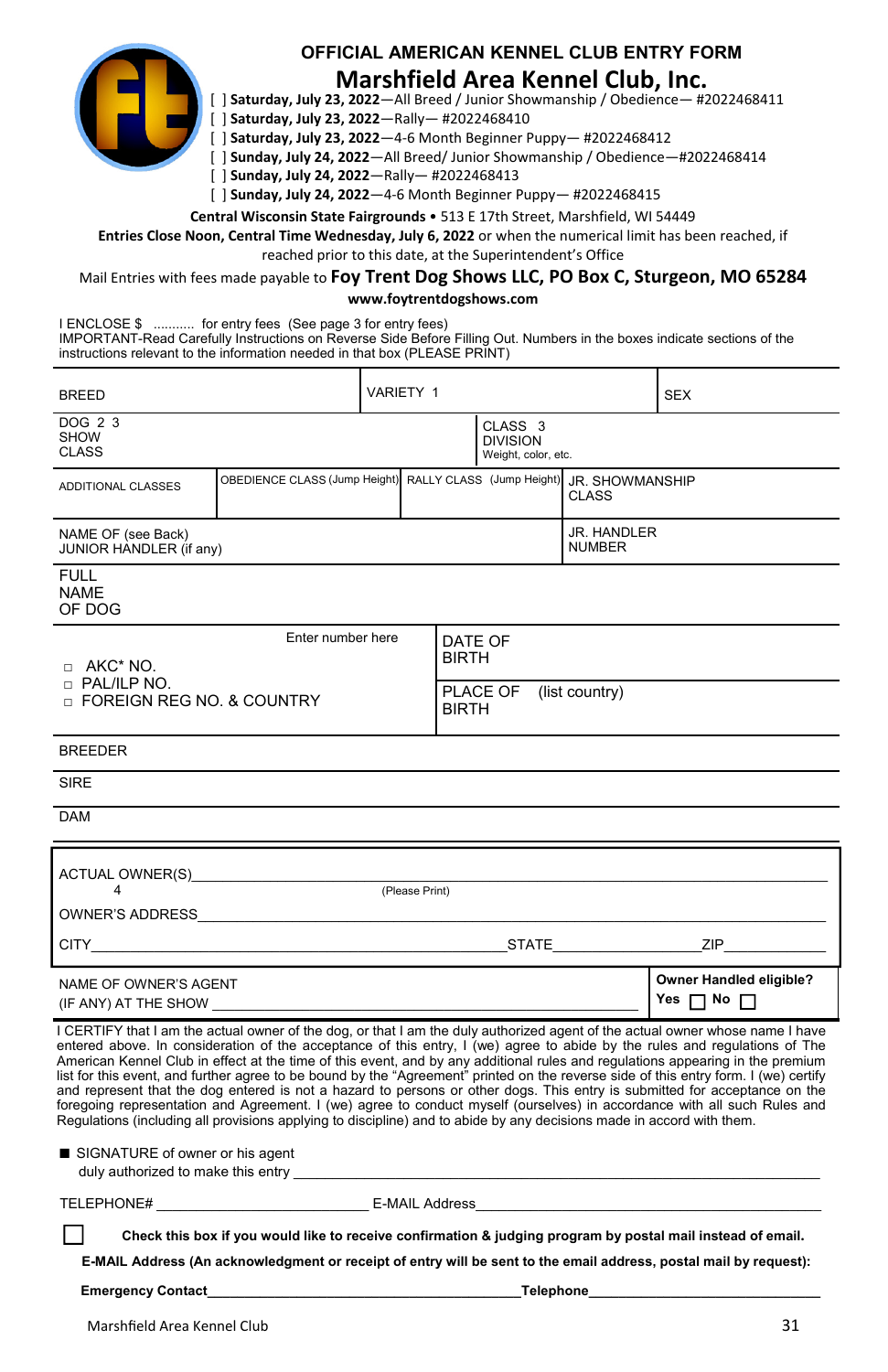# OFFICIAL AMERICAN KENNEL CLUB ENTRY FORM

## Marshfield Area Kennel Club, Inc.

[ ] **Saturday, July 23, 2022**—All Breed / Junior Showmanship / Obedience— #2022468411
[ ] **Saturday, July 23, 2022**—Rally— #2022468410
[ ] **Saturday, July 23, 2022**—4-6 Month Beginner Puppy— #2022468412
[ ] **Sunday, July 24, 2022**—All Breed/ Junior Showmanship / Obedience—#2022468414
[ ] **Sunday, July 24, 2022**—Rally— #2022468413
[ ] **Sunday, July 24, 2022**—4-6 Month Beginner Puppy— #2022468415

**Central Wisconsin State Fairgrounds** • 513 E 17th Street, Marshfield, WI 54449

**Entries Close Noon, Central Time Wednesday, July 6, 2022** or when the numerical limit has been reached, if reached prior to this date, at the Superintendent's Office

Mail Entries with fees made payable to **Foy Trent Dog Shows LLC, PO Box C, Sturgeon, MO 65284**

**www.foytrentdogshows.com**

I ENCLOSE $ ........... for entry fees (See page 3 for entry fees)
IMPORTANT-Read Carefully Instructions on Reverse Side Before Filling Out. Numbers in the boxes indicate sections of the instructions relevant to the information needed in that box (PLEASE PRINT)

| BREED | VARIETY 1 | | SEX |
|---|---|---|---|
| DOG 2 3 SHOW CLASS | | CLASS 3 DIVISION Weight, color, etc. | |
| ADDITIONAL CLASSES | OBEDIENCE CLASS (Jump Height) | RALLY CLASS (Jump Height) | JR. SHOWMANSHIP CLASS |
| NAME OF (see Back) JUNIOR HANDLER (if any) | | | JR. HANDLER NUMBER |
| FULL NAME OF DOG | | | |
| ☐ AKC* NO. ☐ PAL/ILP NO. ☐ FOREIGN REG NO. & COUNTRY | Enter number here | DATE OF BIRTH | |
| | | PLACE OF BIRTH (list country) | |
| BREEDER | | | |
| SIRE | | | |
| DAM | | | |

ACTUAL OWNER(S) 4 ______________________________ (Please Print)

OWNER'S ADDRESS ______________________________

CITY ______________________ STATE ____________ ZIP ____________

NAME OF OWNER'S AGENT (IF ANY) AT THE SHOW ______________________________

**Owner Handled eligible?** **Yes** ☐ **No** ☐

I CERTIFY that I am the actual owner of the dog, or that I am the duly authorized agent of the actual owner whose name I have entered above. In consideration of the acceptance of this entry, I (we) agree to abide by the rules and regulations of The American Kennel Club in effect at the time of this event, and by any additional rules and regulations appearing in the premium list for this event, and further agree to be bound by the "Agreement" printed on the reverse side of this entry form. I (we) certify and represent that the dog entered is not a hazard to persons or other dogs. This entry is submitted for acceptance on the foregoing representation and Agreement. I (we) agree to conduct myself (ourselves) in accordance with all such Rules and Regulations (including all provisions applying to discipline) and to abide by any decisions made in accord with them.

■ SIGNATURE of owner or his agent duly authorized to make this entry ______________________________

TELEPHONE# ____________________ E-MAIL Address ______________________________

☐ **Check this box if you would like to receive confirmation & judging program by postal mail instead of email.**

**E-MAIL Address (An acknowledgment or receipt of entry will be sent to the email address, postal mail by request):**

**Emergency Contact** ______________________________ **Telephone** ______________________________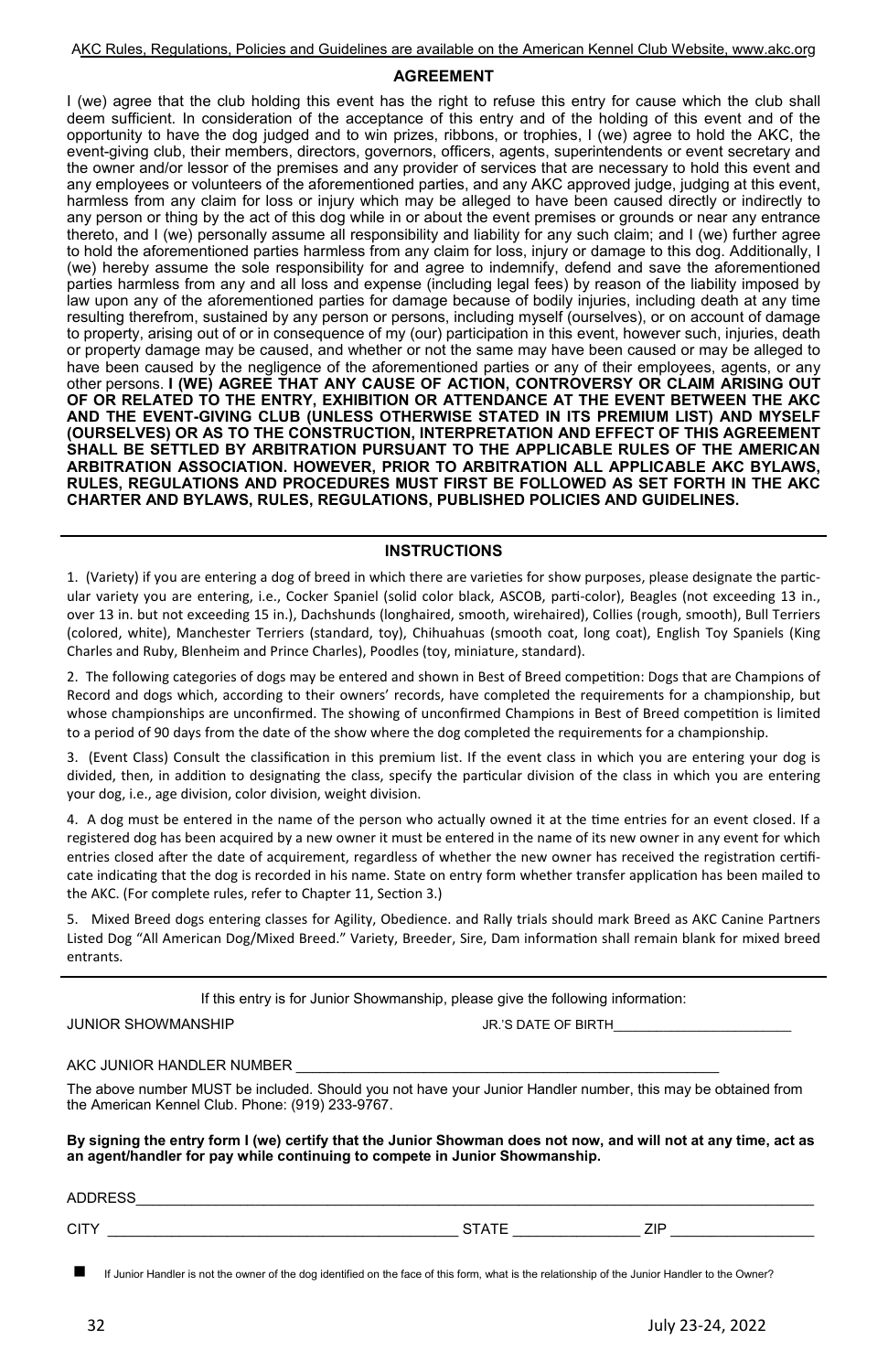AKC Rules, Regulations, Policies and Guidelines are available on the American Kennel Club Website, www.akc.org

## AGREEMENT

I (we) agree that the club holding this event has the right to refuse this entry for cause which the club shall deem sufficient. In consideration of the acceptance of this entry and of the holding of this event and of the opportunity to have the dog judged and to win prizes, ribbons, or trophies, I (we) agree to hold the AKC, the event-giving club, their members, directors, governors, officers, agents, superintendents or event secretary and the owner and/or lessor of the premises and any provider of services that are necessary to hold this event and any employees or volunteers of the aforementioned parties, and any AKC approved judge, judging at this event, harmless from any claim for loss or injury which may be alleged to have been caused directly or indirectly to any person or thing by the act of this dog while in or about the event premises or grounds or near any entrance thereto, and I (we) personally assume all responsibility and liability for any such claim; and I (we) further agree to hold the aforementioned parties harmless from any claim for loss, injury or damage to this dog. Additionally, I (we) hereby assume the sole responsibility for and agree to indemnify, defend and save the aforementioned parties harmless from any and all loss and expense (including legal fees) by reason of the liability imposed by law upon any of the aforementioned parties for damage because of bodily injuries, including death at any time resulting therefrom, sustained by any person or persons, including myself (ourselves), or on account of damage to property, arising out of or in consequence of my (our) participation in this event, however such, injuries, death or property damage may be caused, and whether or not the same may have been caused or may be alleged to have been caused by the negligence of the aforementioned parties or any of their employees, agents, or any other persons. **I (WE) AGREE THAT ANY CAUSE OF ACTION, CONTROVERSY OR CLAIM ARISING OUT OF OR RELATED TO THE ENTRY, EXHIBITION OR ATTENDANCE AT THE EVENT BETWEEN THE AKC AND THE EVENT-GIVING CLUB (UNLESS OTHERWISE STATED IN ITS PREMIUM LIST) AND MYSELF (OURSELVES) OR AS TO THE CONSTRUCTION, INTERPRETATION AND EFFECT OF THIS AGREEMENT SHALL BE SETTLED BY ARBITRATION PURSUANT TO THE APPLICABLE RULES OF THE AMERICAN ARBITRATION ASSOCIATION. HOWEVER, PRIOR TO ARBITRATION ALL APPLICABLE AKC BYLAWS, RULES, REGULATIONS AND PROCEDURES MUST FIRST BE FOLLOWED AS SET FORTH IN THE AKC CHARTER AND BYLAWS, RULES, REGULATIONS, PUBLISHED POLICIES AND GUIDELINES.**

## INSTRUCTIONS

1. (Variety) if you are entering a dog of breed in which there are varieties for show purposes, please designate the particular variety you are entering, i.e., Cocker Spaniel (solid color black, ASCOB, parti-color), Beagles (not exceeding 13 in., over 13 in. but not exceeding 15 in.), Dachshunds (longhaired, smooth, wirehaired), Collies (rough, smooth), Bull Terriers (colored, white), Manchester Terriers (standard, toy), Chihuahuas (smooth coat, long coat), English Toy Spaniels (King Charles and Ruby, Blenheim and Prince Charles), Poodles (toy, miniature, standard).

2. The following categories of dogs may be entered and shown in Best of Breed competition: Dogs that are Champions of Record and dogs which, according to their owners' records, have completed the requirements for a championship, but whose championships are unconfirmed. The showing of unconfirmed Champions in Best of Breed competition is limited to a period of 90 days from the date of the show where the dog completed the requirements for a championship.

3. (Event Class) Consult the classification in this premium list. If the event class in which you are entering your dog is divided, then, in addition to designating the class, specify the particular division of the class in which you are entering your dog, i.e., age division, color division, weight division.

4. A dog must be entered in the name of the person who actually owned it at the time entries for an event closed. If a registered dog has been acquired by a new owner it must be entered in the name of its new owner in any event for which entries closed after the date of acquirement, regardless of whether the new owner has received the registration certificate indicating that the dog is recorded in his name. State on entry form whether transfer application has been mailed to the AKC. (For complete rules, refer to Chapter 11, Section 3.)

5. Mixed Breed dogs entering classes for Agility, Obedience. and Rally trials should mark Breed as AKC Canine Partners Listed Dog "All American Dog/Mixed Breed." Variety, Breeder, Sire, Dam information shall remain blank for mixed breed entrants.

---

If this entry is for Junior Showmanship, please give the following information:

JUNIOR SHOWMANSHIP JR.'S DATE OF BIRTH_______________________

AKC JUNIOR HANDLER NUMBER _____________________________________________________

The above number MUST be included. Should you not have your Junior Handler number, this may be obtained from the American Kennel Club. Phone: (919) 233-9767.

**By signing the entry form I (we) certify that the Junior Showman does not now, and will not at any time, act as an agent/handler for pay while continuing to compete in Junior Showmanship.**

ADDRESS_____________________________________________________________________________________

CITY ___________________________________________ STATE _______________ ZIP _________________

■ If Junior Handler is not the owner of the dog identified on the face of this form, what is the relationship of the Junior Handler to the Owner?

July 23-24, 2022